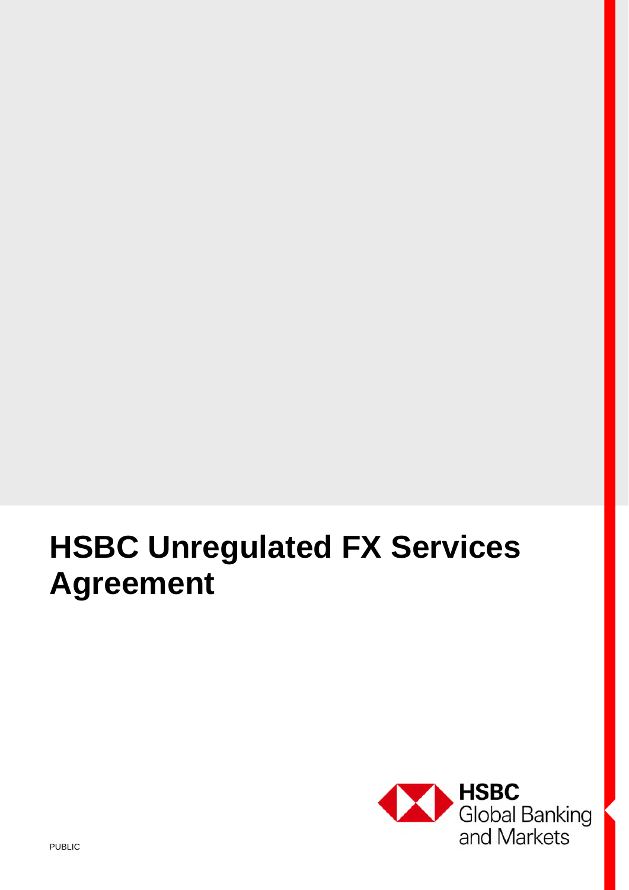# HSBC Unregulated FX Services Agreement

HSBC
Global Banking
and Markets

PUBLIC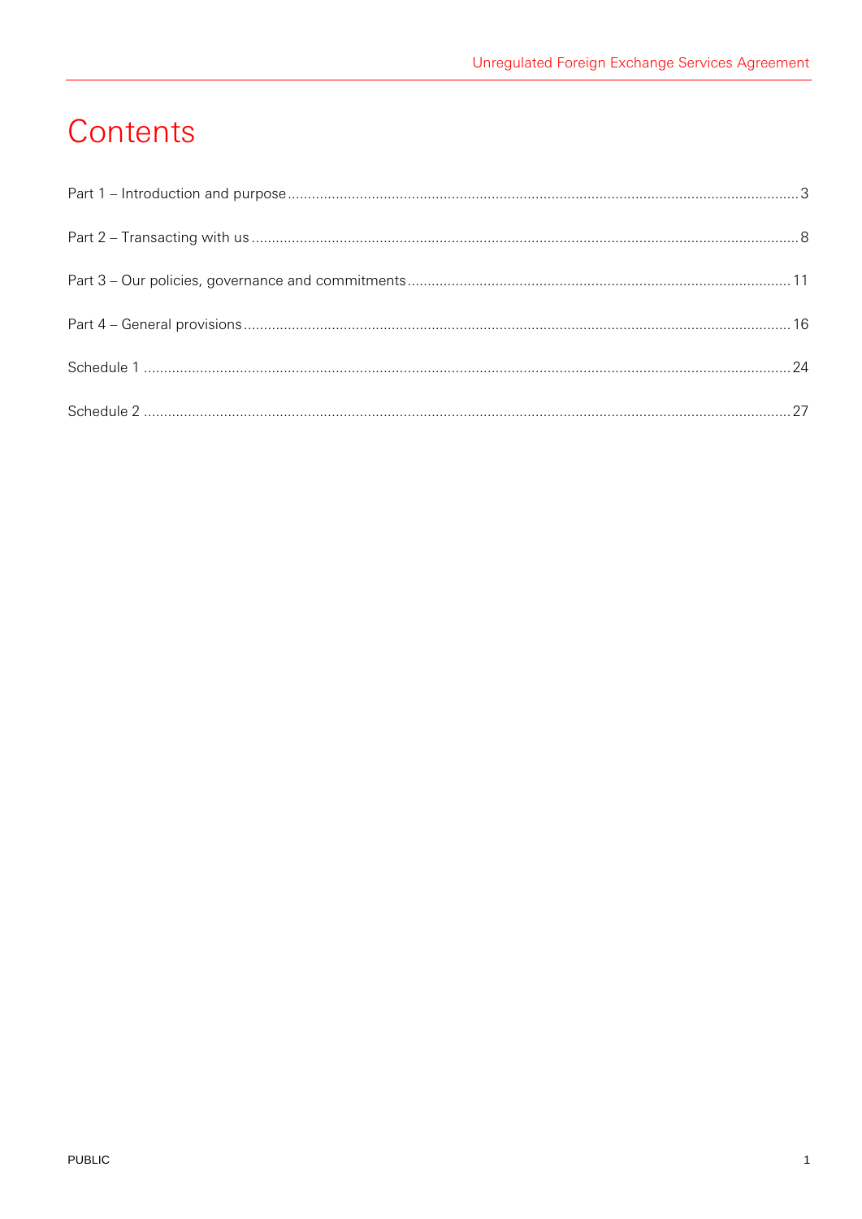# Contents

Part 1 – Introduction and purpose ..... 3

Part 2 – Transacting with us ..... 8

Part 3 – Our policies, governance and commitments ..... 11

Part 4 – General provisions ..... 16

Schedule 1 ..... 24

Schedule 2 ..... 27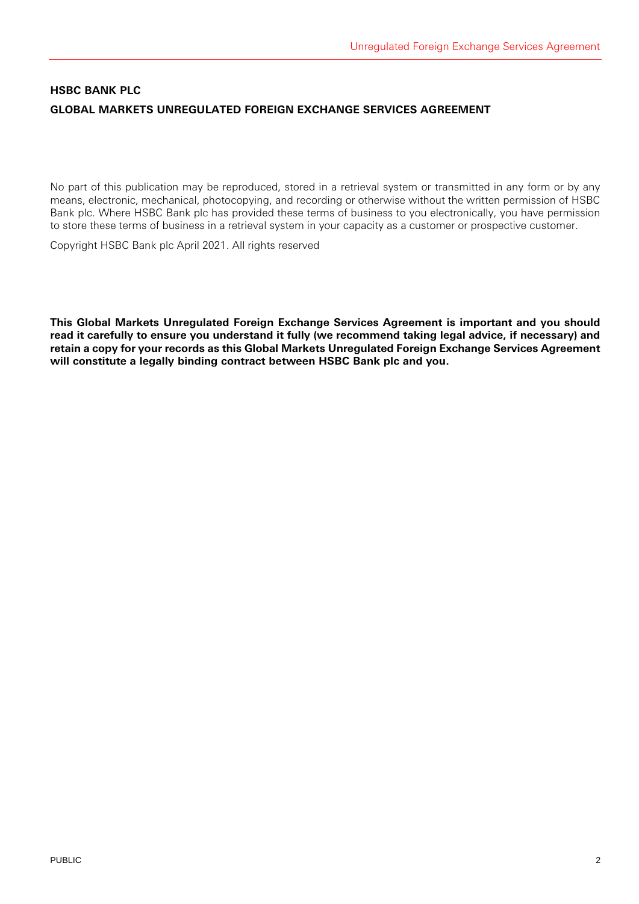**HSBC BANK PLC**

**GLOBAL MARKETS UNREGULATED FOREIGN EXCHANGE SERVICES AGREEMENT**

No part of this publication may be reproduced, stored in a retrieval system or transmitted in any form or by any means, electronic, mechanical, photocopying, and recording or otherwise without the written permission of HSBC Bank plc. Where HSBC Bank plc has provided these terms of business to you electronically, you have permission to store these terms of business in a retrieval system in your capacity as a customer or prospective customer.

Copyright HSBC Bank plc April 2021. All rights reserved

**This Global Markets Unregulated Foreign Exchange Services Agreement is important and you should read it carefully to ensure you understand it fully (we recommend taking legal advice, if necessary) and retain a copy for your records as this Global Markets Unregulated Foreign Exchange Services Agreement will constitute a legally binding contract between HSBC Bank plc and you.**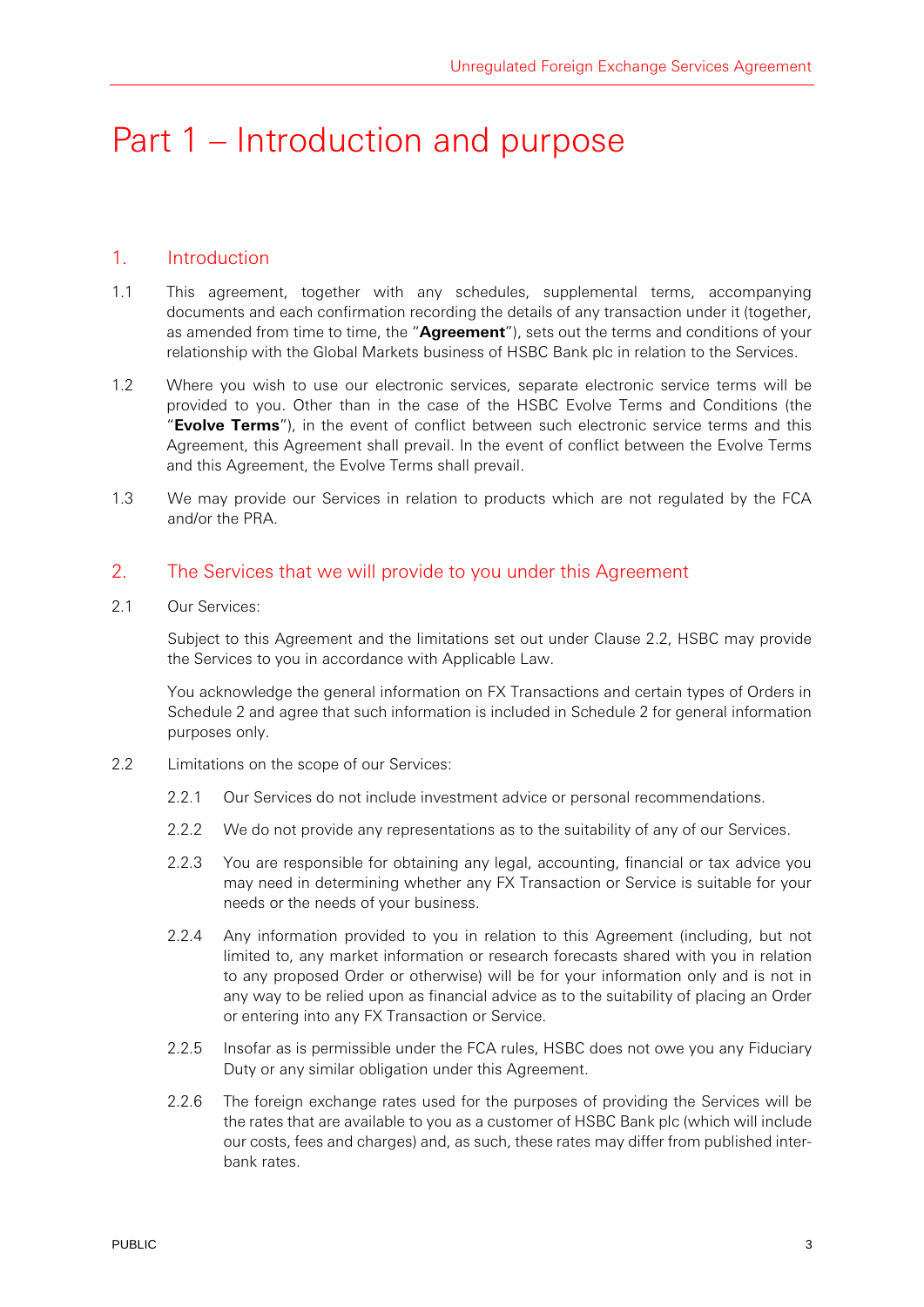# Part 1 – Introduction and purpose

## 1. Introduction

1.1 This agreement, together with any schedules, supplemental terms, accompanying documents and each confirmation recording the details of any transaction under it (together, as amended from time to time, the "**Agreement**"), sets out the terms and conditions of your relationship with the Global Markets business of HSBC Bank plc in relation to the Services.

1.2 Where you wish to use our electronic services, separate electronic service terms will be provided to you. Other than in the case of the HSBC Evolve Terms and Conditions (the "**Evolve Terms**"), in the event of conflict between such electronic service terms and this Agreement, this Agreement shall prevail. In the event of conflict between the Evolve Terms and this Agreement, the Evolve Terms shall prevail.

1.3 We may provide our Services in relation to products which are not regulated by the FCA and/or the PRA.

## 2. The Services that we will provide to you under this Agreement

2.1 Our Services:

Subject to this Agreement and the limitations set out under Clause 2.2, HSBC may provide the Services to you in accordance with Applicable Law.

You acknowledge the general information on FX Transactions and certain types of Orders in Schedule 2 and agree that such information is included in Schedule 2 for general information purposes only.

2.2 Limitations on the scope of our Services:

2.2.1 Our Services do not include investment advice or personal recommendations.

2.2.2 We do not provide any representations as to the suitability of any of our Services.

2.2.3 You are responsible for obtaining any legal, accounting, financial or tax advice you may need in determining whether any FX Transaction or Service is suitable for your needs or the needs of your business.

2.2.4 Any information provided to you in relation to this Agreement (including, but not limited to, any market information or research forecasts shared with you in relation to any proposed Order or otherwise) will be for your information only and is not in any way to be relied upon as financial advice as to the suitability of placing an Order or entering into any FX Transaction or Service.

2.2.5 Insofar as is permissible under the FCA rules, HSBC does not owe you any Fiduciary Duty or any similar obligation under this Agreement.

2.2.6 The foreign exchange rates used for the purposes of providing the Services will be the rates that are available to you as a customer of HSBC Bank plc (which will include our costs, fees and charges) and, as such, these rates may differ from published inter-bank rates.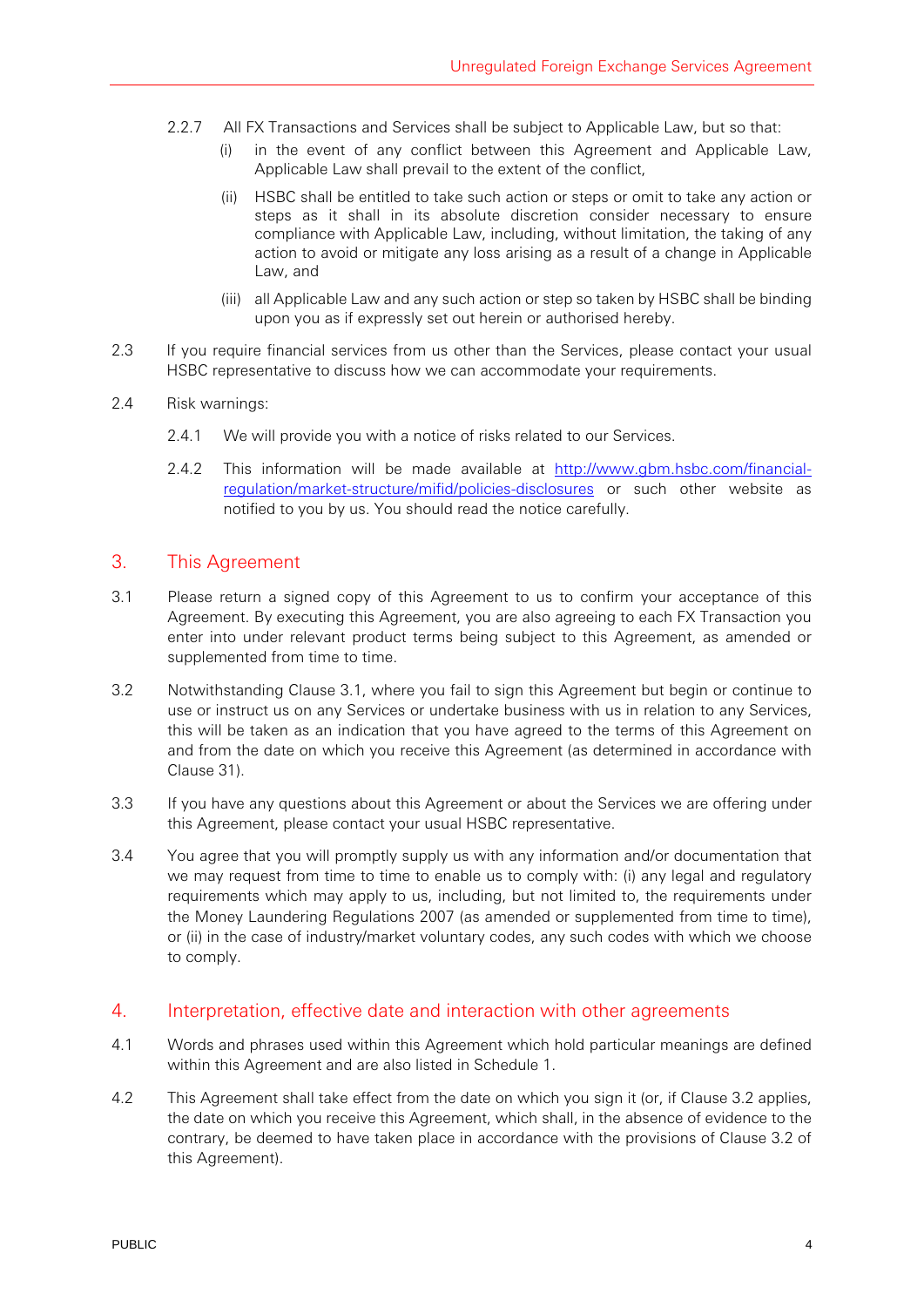2.2.7 All FX Transactions and Services shall be subject to Applicable Law, but so that:

(i) in the event of any conflict between this Agreement and Applicable Law, Applicable Law shall prevail to the extent of the conflict,

(ii) HSBC shall be entitled to take such action or steps or omit to take any action or steps as it shall in its absolute discretion consider necessary to ensure compliance with Applicable Law, including, without limitation, the taking of any action to avoid or mitigate any loss arising as a result of a change in Applicable Law, and

(iii) all Applicable Law and any such action or step so taken by HSBC shall be binding upon you as if expressly set out herein or authorised hereby.

2.3 If you require financial services from us other than the Services, please contact your usual HSBC representative to discuss how we can accommodate your requirements.

2.4 Risk warnings:

2.4.1 We will provide you with a notice of risks related to our Services.

2.4.2 This information will be made available at http://www.gbm.hsbc.com/financial-regulation/market-structure/mifid/policies-disclosures or such other website as notified to you by us. You should read the notice carefully.

## 3. This Agreement

3.1 Please return a signed copy of this Agreement to us to confirm your acceptance of this Agreement. By executing this Agreement, you are also agreeing to each FX Transaction you enter into under relevant product terms being subject to this Agreement, as amended or supplemented from time to time.

3.2 Notwithstanding Clause 3.1, where you fail to sign this Agreement but begin or continue to use or instruct us on any Services or undertake business with us in relation to any Services, this will be taken as an indication that you have agreed to the terms of this Agreement on and from the date on which you receive this Agreement (as determined in accordance with Clause 31).

3.3 If you have any questions about this Agreement or about the Services we are offering under this Agreement, please contact your usual HSBC representative.

3.4 You agree that you will promptly supply us with any information and/or documentation that we may request from time to time to enable us to comply with: (i) any legal and regulatory requirements which may apply to us, including, but not limited to, the requirements under the Money Laundering Regulations 2007 (as amended or supplemented from time to time), or (ii) in the case of industry/market voluntary codes, any such codes with which we choose to comply.

## 4. Interpretation, effective date and interaction with other agreements

4.1 Words and phrases used within this Agreement which hold particular meanings are defined within this Agreement and are also listed in Schedule 1.

4.2 This Agreement shall take effect from the date on which you sign it (or, if Clause 3.2 applies, the date on which you receive this Agreement, which shall, in the absence of evidence to the contrary, be deemed to have taken place in accordance with the provisions of Clause 3.2 of this Agreement).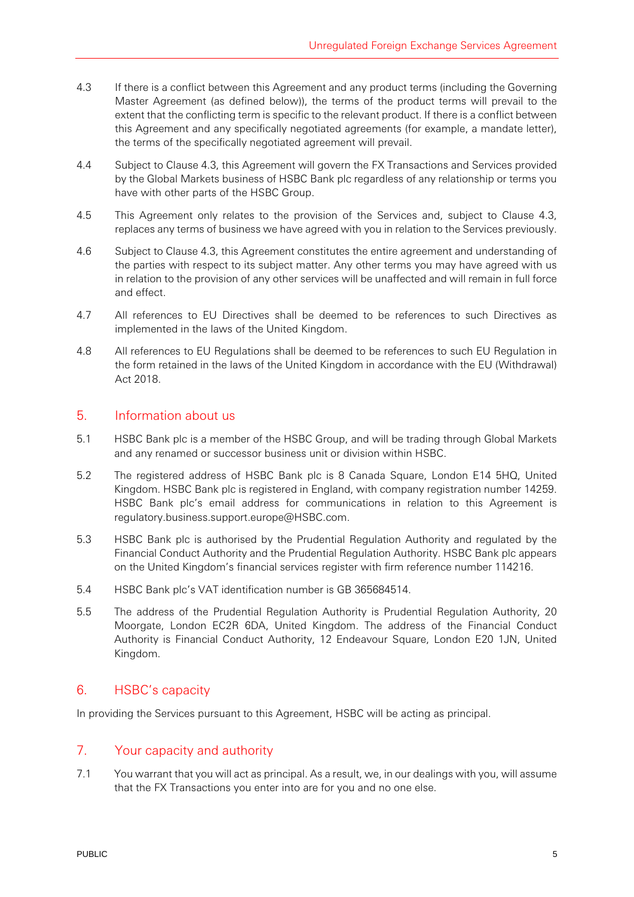4.3 If there is a conflict between this Agreement and any product terms (including the Governing Master Agreement (as defined below)), the terms of the product terms will prevail to the extent that the conflicting term is specific to the relevant product. If there is a conflict between this Agreement and any specifically negotiated agreements (for example, a mandate letter), the terms of the specifically negotiated agreement will prevail.

4.4 Subject to Clause 4.3, this Agreement will govern the FX Transactions and Services provided by the Global Markets business of HSBC Bank plc regardless of any relationship or terms you have with other parts of the HSBC Group.

4.5 This Agreement only relates to the provision of the Services and, subject to Clause 4.3, replaces any terms of business we have agreed with you in relation to the Services previously.

4.6 Subject to Clause 4.3, this Agreement constitutes the entire agreement and understanding of the parties with respect to its subject matter. Any other terms you may have agreed with us in relation to the provision of any other services will be unaffected and will remain in full force and effect.

4.7 All references to EU Directives shall be deemed to be references to such Directives as implemented in the laws of the United Kingdom.

4.8 All references to EU Regulations shall be deemed to be references to such EU Regulation in the form retained in the laws of the United Kingdom in accordance with the EU (Withdrawal) Act 2018.

## 5. Information about us

5.1 HSBC Bank plc is a member of the HSBC Group, and will be trading through Global Markets and any renamed or successor business unit or division within HSBC.

5.2 The registered address of HSBC Bank plc is 8 Canada Square, London E14 5HQ, United Kingdom. HSBC Bank plc is registered in England, with company registration number 14259. HSBC Bank plc's email address for communications in relation to this Agreement is regulatory.business.support.europe@HSBC.com.

5.3 HSBC Bank plc is authorised by the Prudential Regulation Authority and regulated by the Financial Conduct Authority and the Prudential Regulation Authority. HSBC Bank plc appears on the United Kingdom's financial services register with firm reference number 114216.

5.4 HSBC Bank plc's VAT identification number is GB 365684514.

5.5 The address of the Prudential Regulation Authority is Prudential Regulation Authority, 20 Moorgate, London EC2R 6DA, United Kingdom. The address of the Financial Conduct Authority is Financial Conduct Authority, 12 Endeavour Square, London E20 1JN, United Kingdom.

## 6. HSBC's capacity

In providing the Services pursuant to this Agreement, HSBC will be acting as principal.

## 7. Your capacity and authority

7.1 You warrant that you will act as principal. As a result, we, in our dealings with you, will assume that the FX Transactions you enter into are for you and no one else.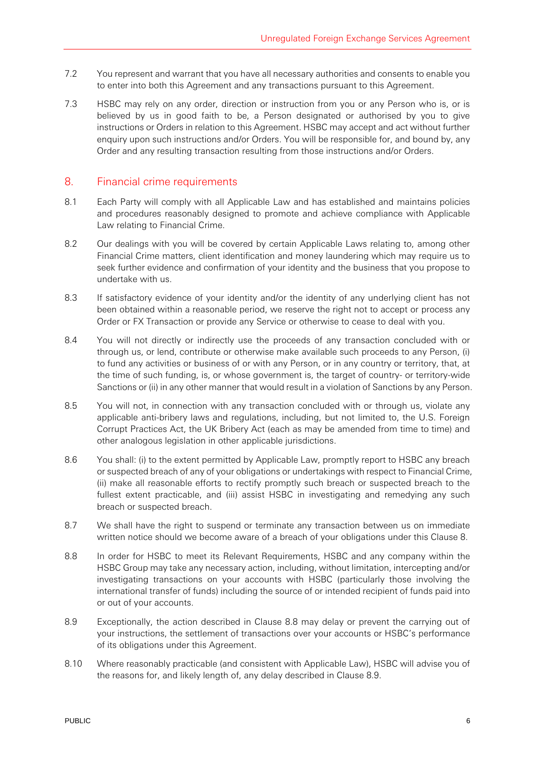7.2 You represent and warrant that you have all necessary authorities and consents to enable you to enter into both this Agreement and any transactions pursuant to this Agreement.

7.3 HSBC may rely on any order, direction or instruction from you or any Person who is, or is believed by us in good faith to be, a Person designated or authorised by you to give instructions or Orders in relation to this Agreement. HSBC may accept and act without further enquiry upon such instructions and/or Orders. You will be responsible for, and bound by, any Order and any resulting transaction resulting from those instructions and/or Orders.

## 8. Financial crime requirements

8.1 Each Party will comply with all Applicable Law and has established and maintains policies and procedures reasonably designed to promote and achieve compliance with Applicable Law relating to Financial Crime.

8.2 Our dealings with you will be covered by certain Applicable Laws relating to, among other Financial Crime matters, client identification and money laundering which may require us to seek further evidence and confirmation of your identity and the business that you propose to undertake with us.

8.3 If satisfactory evidence of your identity and/or the identity of any underlying client has not been obtained within a reasonable period, we reserve the right not to accept or process any Order or FX Transaction or provide any Service or otherwise to cease to deal with you.

8.4 You will not directly or indirectly use the proceeds of any transaction concluded with or through us, or lend, contribute or otherwise make available such proceeds to any Person, (i) to fund any activities or business of or with any Person, or in any country or territory, that, at the time of such funding, is, or whose government is, the target of country- or territory-wide Sanctions or (ii) in any other manner that would result in a violation of Sanctions by any Person.

8.5 You will not, in connection with any transaction concluded with or through us, violate any applicable anti-bribery laws and regulations, including, but not limited to, the U.S. Foreign Corrupt Practices Act, the UK Bribery Act (each as may be amended from time to time) and other analogous legislation in other applicable jurisdictions.

8.6 You shall: (i) to the extent permitted by Applicable Law, promptly report to HSBC any breach or suspected breach of any of your obligations or undertakings with respect to Financial Crime, (ii) make all reasonable efforts to rectify promptly such breach or suspected breach to the fullest extent practicable, and (iii) assist HSBC in investigating and remedying any such breach or suspected breach.

8.7 We shall have the right to suspend or terminate any transaction between us on immediate written notice should we become aware of a breach of your obligations under this Clause 8.

8.8 In order for HSBC to meet its Relevant Requirements, HSBC and any company within the HSBC Group may take any necessary action, including, without limitation, intercepting and/or investigating transactions on your accounts with HSBC (particularly those involving the international transfer of funds) including the source of or intended recipient of funds paid into or out of your accounts.

8.9 Exceptionally, the action described in Clause 8.8 may delay or prevent the carrying out of your instructions, the settlement of transactions over your accounts or HSBC's performance of its obligations under this Agreement.

8.10 Where reasonably practicable (and consistent with Applicable Law), HSBC will advise you of the reasons for, and likely length of, any delay described in Clause 8.9.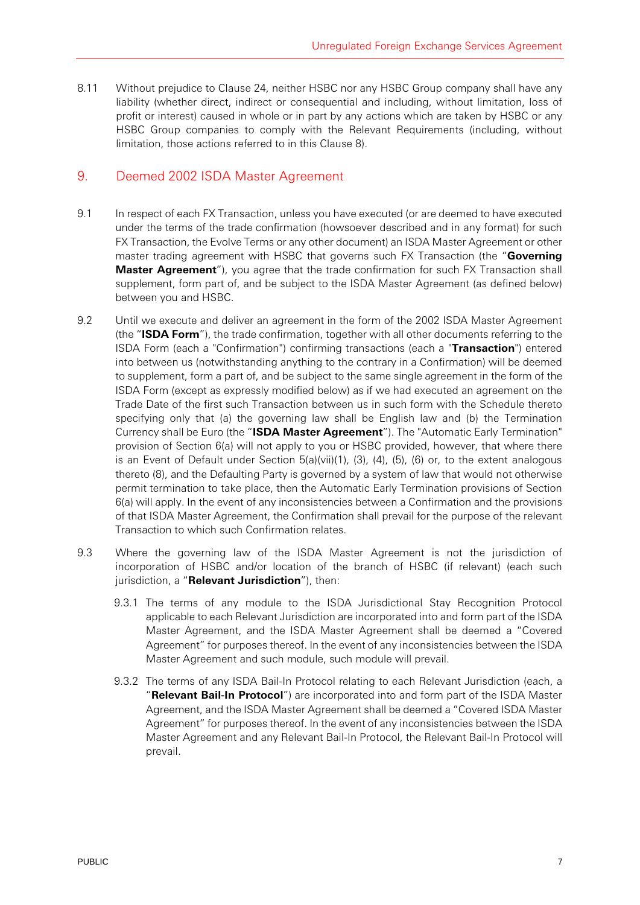8.11 Without prejudice to Clause 24, neither HSBC nor any HSBC Group company shall have any liability (whether direct, indirect or consequential and including, without limitation, loss of profit or interest) caused in whole or in part by any actions which are taken by HSBC or any HSBC Group companies to comply with the Relevant Requirements (including, without limitation, those actions referred to in this Clause 8).

## 9. Deemed 2002 ISDA Master Agreement

9.1 In respect of each FX Transaction, unless you have executed (or are deemed to have executed under the terms of the trade confirmation (howsoever described and in any format) for such FX Transaction, the Evolve Terms or any other document) an ISDA Master Agreement or other master trading agreement with HSBC that governs such FX Transaction (the "**Governing Master Agreement**"), you agree that the trade confirmation for such FX Transaction shall supplement, form part of, and be subject to the ISDA Master Agreement (as defined below) between you and HSBC.

9.2 Until we execute and deliver an agreement in the form of the 2002 ISDA Master Agreement (the "**ISDA Form**"), the trade confirmation, together with all other documents referring to the ISDA Form (each a "Confirmation") confirming transactions (each a "**Transaction**") entered into between us (notwithstanding anything to the contrary in a Confirmation) will be deemed to supplement, form a part of, and be subject to the same single agreement in the form of the ISDA Form (except as expressly modified below) as if we had executed an agreement on the Trade Date of the first such Transaction between us in such form with the Schedule thereto specifying only that (a) the governing law shall be English law and (b) the Termination Currency shall be Euro (the "**ISDA Master Agreement**"). The "Automatic Early Termination" provision of Section 6(a) will not apply to you or HSBC provided, however, that where there is an Event of Default under Section 5(a)(vii)(1), (3), (4), (5), (6) or, to the extent analogous thereto (8), and the Defaulting Party is governed by a system of law that would not otherwise permit termination to take place, then the Automatic Early Termination provisions of Section 6(a) will apply. In the event of any inconsistencies between a Confirmation and the provisions of that ISDA Master Agreement, the Confirmation shall prevail for the purpose of the relevant Transaction to which such Confirmation relates.

9.3 Where the governing law of the ISDA Master Agreement is not the jurisdiction of incorporation of HSBC and/or location of the branch of HSBC (if relevant) (each such jurisdiction, a "**Relevant Jurisdiction**"), then:

9.3.1 The terms of any module to the ISDA Jurisdictional Stay Recognition Protocol applicable to each Relevant Jurisdiction are incorporated into and form part of the ISDA Master Agreement, and the ISDA Master Agreement shall be deemed a "Covered Agreement" for purposes thereof. In the event of any inconsistencies between the ISDA Master Agreement and such module, such module will prevail.

9.3.2 The terms of any ISDA Bail-In Protocol relating to each Relevant Jurisdiction (each, a "**Relevant Bail-In Protocol**") are incorporated into and form part of the ISDA Master Agreement, and the ISDA Master Agreement shall be deemed a "Covered ISDA Master Agreement" for purposes thereof. In the event of any inconsistencies between the ISDA Master Agreement and any Relevant Bail-In Protocol, the Relevant Bail-In Protocol will prevail.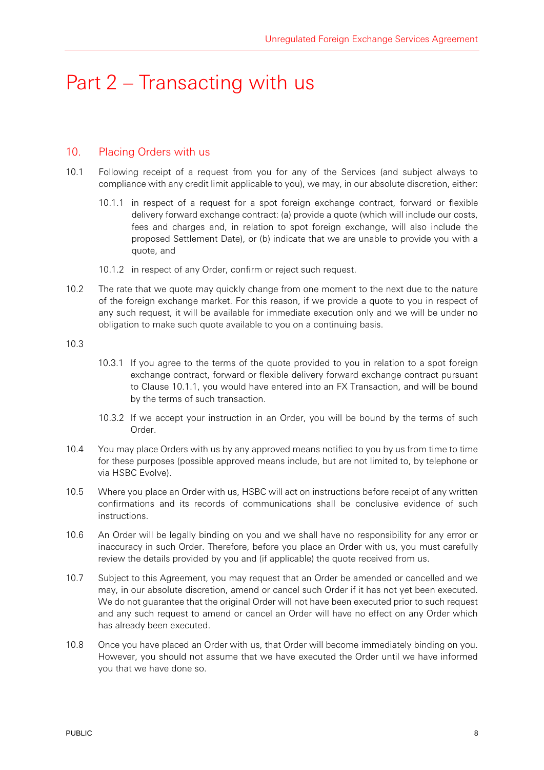# Part 2 – Transacting with us

## 10. Placing Orders with us

10.1 Following receipt of a request from you for any of the Services (and subject always to compliance with any credit limit applicable to you), we may, in our absolute discretion, either:

10.1.1 in respect of a request for a spot foreign exchange contract, forward or flexible delivery forward exchange contract: (a) provide a quote (which will include our costs, fees and charges and, in relation to spot foreign exchange, will also include the proposed Settlement Date), or (b) indicate that we are unable to provide you with a quote, and

10.1.2 in respect of any Order, confirm or reject such request.

10.2 The rate that we quote may quickly change from one moment to the next due to the nature of the foreign exchange market. For this reason, if we provide a quote to you in respect of any such request, it will be available for immediate execution only and we will be under no obligation to make such quote available to you on a continuing basis.

10.3

10.3.1 If you agree to the terms of the quote provided to you in relation to a spot foreign exchange contract, forward or flexible delivery forward exchange contract pursuant to Clause 10.1.1, you would have entered into an FX Transaction, and will be bound by the terms of such transaction.

10.3.2 If we accept your instruction in an Order, you will be bound by the terms of such Order.

10.4 You may place Orders with us by any approved means notified to you by us from time to time for these purposes (possible approved means include, but are not limited to, by telephone or via HSBC Evolve).

10.5 Where you place an Order with us, HSBC will act on instructions before receipt of any written confirmations and its records of communications shall be conclusive evidence of such instructions.

10.6 An Order will be legally binding on you and we shall have no responsibility for any error or inaccuracy in such Order. Therefore, before you place an Order with us, you must carefully review the details provided by you and (if applicable) the quote received from us.

10.7 Subject to this Agreement, you may request that an Order be amended or cancelled and we may, in our absolute discretion, amend or cancel such Order if it has not yet been executed. We do not guarantee that the original Order will not have been executed prior to such request and any such request to amend or cancel an Order will have no effect on any Order which has already been executed.

10.8 Once you have placed an Order with us, that Order will become immediately binding on you. However, you should not assume that we have executed the Order until we have informed you that we have done so.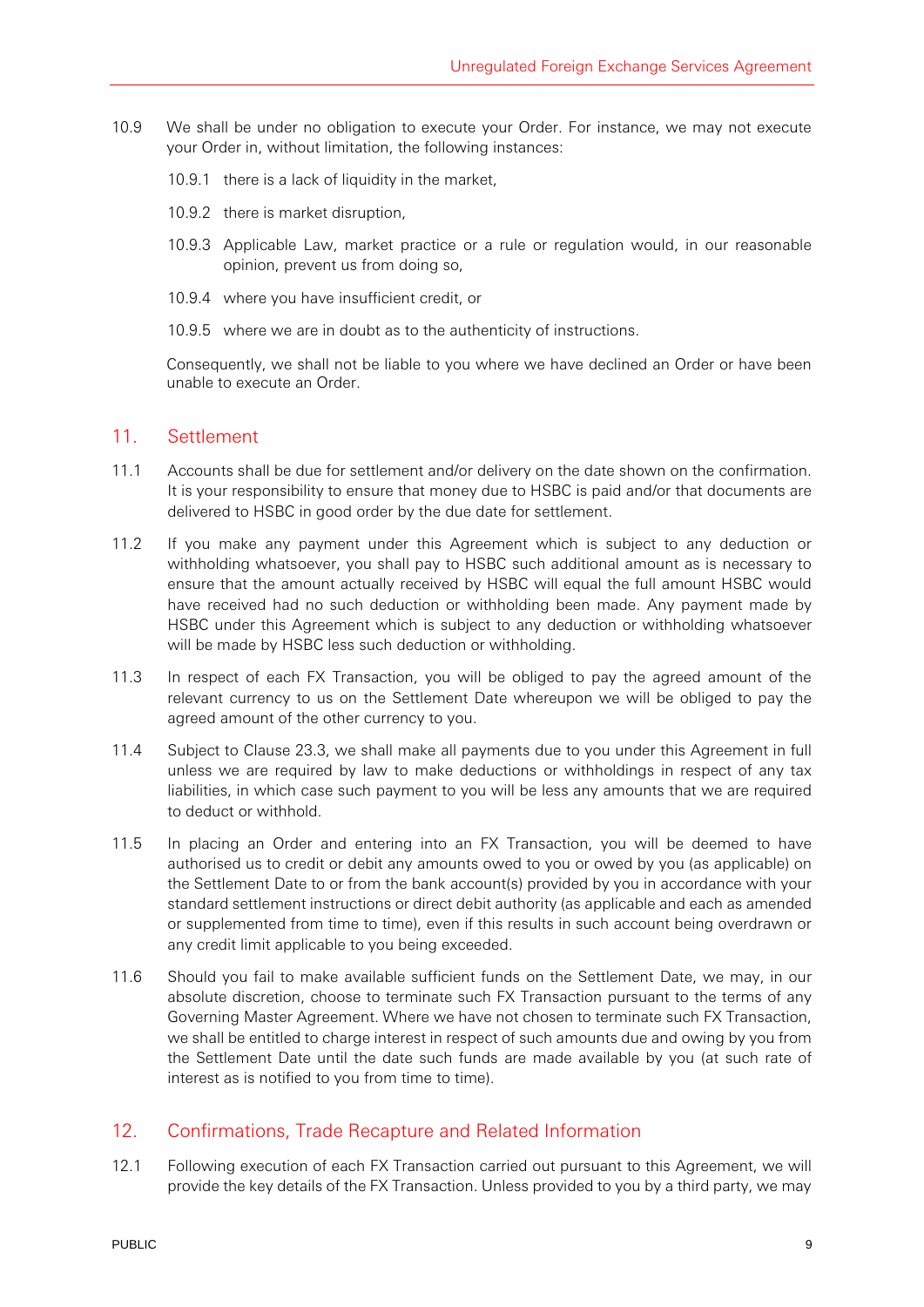10.9 We shall be under no obligation to execute your Order. For instance, we may not execute your Order in, without limitation, the following instances:

10.9.1 there is a lack of liquidity in the market,

10.9.2 there is market disruption,

10.9.3 Applicable Law, market practice or a rule or regulation would, in our reasonable opinion, prevent us from doing so,

10.9.4 where you have insufficient credit, or

10.9.5 where we are in doubt as to the authenticity of instructions.

Consequently, we shall not be liable to you where we have declined an Order or have been unable to execute an Order.

## 11. Settlement

11.1 Accounts shall be due for settlement and/or delivery on the date shown on the confirmation. It is your responsibility to ensure that money due to HSBC is paid and/or that documents are delivered to HSBC in good order by the due date for settlement.

11.2 If you make any payment under this Agreement which is subject to any deduction or withholding whatsoever, you shall pay to HSBC such additional amount as is necessary to ensure that the amount actually received by HSBC will equal the full amount HSBC would have received had no such deduction or withholding been made. Any payment made by HSBC under this Agreement which is subject to any deduction or withholding whatsoever will be made by HSBC less such deduction or withholding.

11.3 In respect of each FX Transaction, you will be obliged to pay the agreed amount of the relevant currency to us on the Settlement Date whereupon we will be obliged to pay the agreed amount of the other currency to you.

11.4 Subject to Clause 23.3, we shall make all payments due to you under this Agreement in full unless we are required by law to make deductions or withholdings in respect of any tax liabilities, in which case such payment to you will be less any amounts that we are required to deduct or withhold.

11.5 In placing an Order and entering into an FX Transaction, you will be deemed to have authorised us to credit or debit any amounts owed to you or owed by you (as applicable) on the Settlement Date to or from the bank account(s) provided by you in accordance with your standard settlement instructions or direct debit authority (as applicable and each as amended or supplemented from time to time), even if this results in such account being overdrawn or any credit limit applicable to you being exceeded.

11.6 Should you fail to make available sufficient funds on the Settlement Date, we may, in our absolute discretion, choose to terminate such FX Transaction pursuant to the terms of any Governing Master Agreement. Where we have not chosen to terminate such FX Transaction, we shall be entitled to charge interest in respect of such amounts due and owing by you from the Settlement Date until the date such funds are made available by you (at such rate of interest as is notified to you from time to time).

## 12. Confirmations, Trade Recapture and Related Information

12.1 Following execution of each FX Transaction carried out pursuant to this Agreement, we will provide the key details of the FX Transaction. Unless provided to you by a third party, we may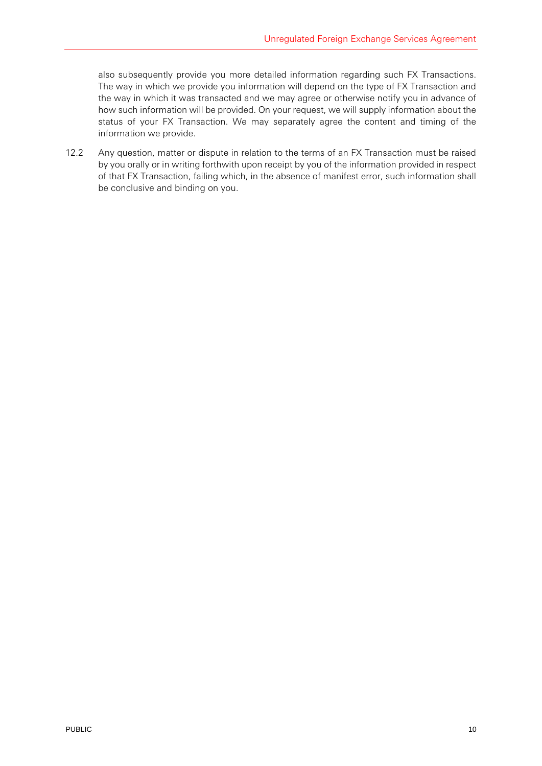also subsequently provide you more detailed information regarding such FX Transactions. The way in which we provide you information will depend on the type of FX Transaction and the way in which it was transacted and we may agree or otherwise notify you in advance of how such information will be provided. On your request, we will supply information about the status of your FX Transaction. We may separately agree the content and timing of the information we provide.

12.2 Any question, matter or dispute in relation to the terms of an FX Transaction must be raised by you orally or in writing forthwith upon receipt by you of the information provided in respect of that FX Transaction, failing which, in the absence of manifest error, such information shall be conclusive and binding on you.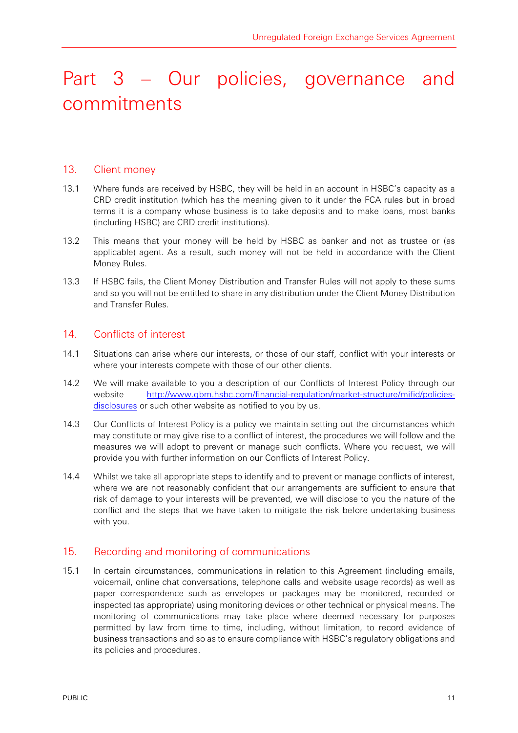# Part 3 – Our policies, governance and commitments

## 13. Client money

13.1 Where funds are received by HSBC, they will be held in an account in HSBC's capacity as a CRD credit institution (which has the meaning given to it under the FCA rules but in broad terms it is a company whose business is to take deposits and to make loans, most banks (including HSBC) are CRD credit institutions).

13.2 This means that your money will be held by HSBC as banker and not as trustee or (as applicable) agent. As a result, such money will not be held in accordance with the Client Money Rules.

13.3 If HSBC fails, the Client Money Distribution and Transfer Rules will not apply to these sums and so you will not be entitled to share in any distribution under the Client Money Distribution and Transfer Rules.

## 14. Conflicts of interest

14.1 Situations can arise where our interests, or those of our staff, conflict with your interests or where your interests compete with those of our other clients.

14.2 We will make available to you a description of our Conflicts of Interest Policy through our website http://www.gbm.hsbc.com/financial-regulation/market-structure/mifid/policies-disclosures or such other website as notified to you by us.

14.3 Our Conflicts of Interest Policy is a policy we maintain setting out the circumstances which may constitute or may give rise to a conflict of interest, the procedures we will follow and the measures we will adopt to prevent or manage such conflicts. Where you request, we will provide you with further information on our Conflicts of Interest Policy.

14.4 Whilst we take all appropriate steps to identify and to prevent or manage conflicts of interest, where we are not reasonably confident that our arrangements are sufficient to ensure that risk of damage to your interests will be prevented, we will disclose to you the nature of the conflict and the steps that we have taken to mitigate the risk before undertaking business with you.

## 15. Recording and monitoring of communications

15.1 In certain circumstances, communications in relation to this Agreement (including emails, voicemail, online chat conversations, telephone calls and website usage records) as well as paper correspondence such as envelopes or packages may be monitored, recorded or inspected (as appropriate) using monitoring devices or other technical or physical means. The monitoring of communications may take place where deemed necessary for purposes permitted by law from time to time, including, without limitation, to record evidence of business transactions and so as to ensure compliance with HSBC's regulatory obligations and its policies and procedures.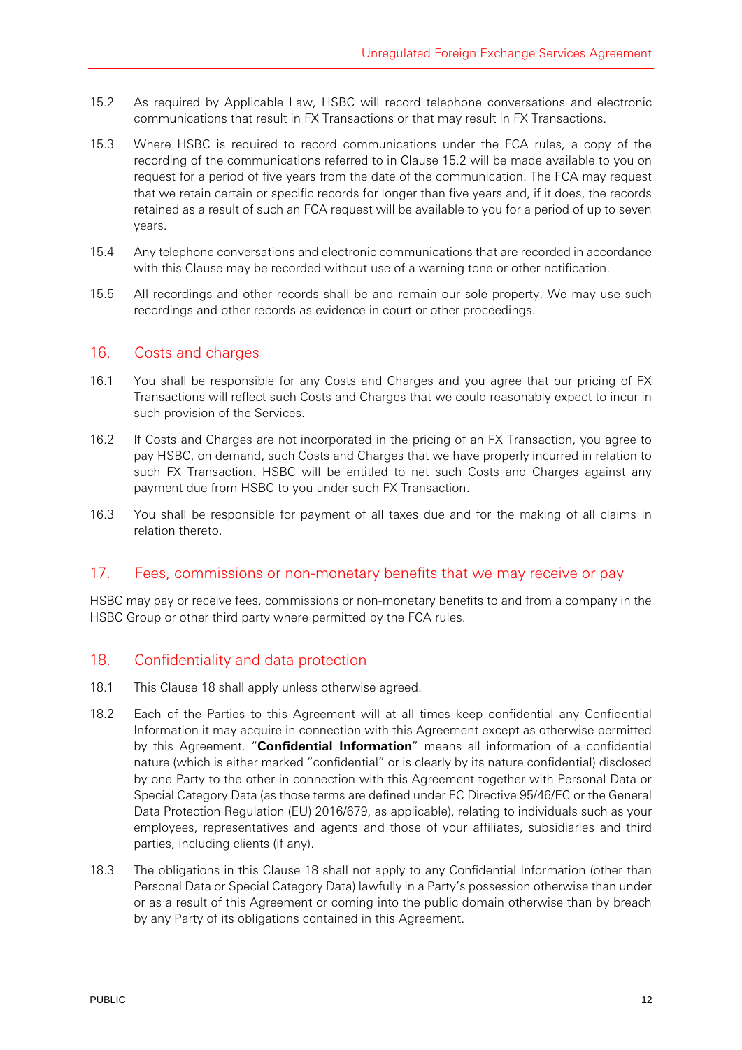15.2 As required by Applicable Law, HSBC will record telephone conversations and electronic communications that result in FX Transactions or that may result in FX Transactions.

15.3 Where HSBC is required to record communications under the FCA rules, a copy of the recording of the communications referred to in Clause 15.2 will be made available to you on request for a period of five years from the date of the communication. The FCA may request that we retain certain or specific records for longer than five years and, if it does, the records retained as a result of such an FCA request will be available to you for a period of up to seven years.

15.4 Any telephone conversations and electronic communications that are recorded in accordance with this Clause may be recorded without use of a warning tone or other notification.

15.5 All recordings and other records shall be and remain our sole property. We may use such recordings and other records as evidence in court or other proceedings.

## 16. Costs and charges

16.1 You shall be responsible for any Costs and Charges and you agree that our pricing of FX Transactions will reflect such Costs and Charges that we could reasonably expect to incur in such provision of the Services.

16.2 If Costs and Charges are not incorporated in the pricing of an FX Transaction, you agree to pay HSBC, on demand, such Costs and Charges that we have properly incurred in relation to such FX Transaction. HSBC will be entitled to net such Costs and Charges against any payment due from HSBC to you under such FX Transaction.

16.3 You shall be responsible for payment of all taxes due and for the making of all claims in relation thereto.

## 17. Fees, commissions or non-monetary benefits that we may receive or pay

HSBC may pay or receive fees, commissions or non-monetary benefits to and from a company in the HSBC Group or other third party where permitted by the FCA rules.

## 18. Confidentiality and data protection

18.1 This Clause 18 shall apply unless otherwise agreed.

18.2 Each of the Parties to this Agreement will at all times keep confidential any Confidential Information it may acquire in connection with this Agreement except as otherwise permitted by this Agreement. "**Confidential Information**" means all information of a confidential nature (which is either marked "confidential" or is clearly by its nature confidential) disclosed by one Party to the other in connection with this Agreement together with Personal Data or Special Category Data (as those terms are defined under EC Directive 95/46/EC or the General Data Protection Regulation (EU) 2016/679, as applicable), relating to individuals such as your employees, representatives and agents and those of your affiliates, subsidiaries and third parties, including clients (if any).

18.3 The obligations in this Clause 18 shall not apply to any Confidential Information (other than Personal Data or Special Category Data) lawfully in a Party's possession otherwise than under or as a result of this Agreement or coming into the public domain otherwise than by breach by any Party of its obligations contained in this Agreement.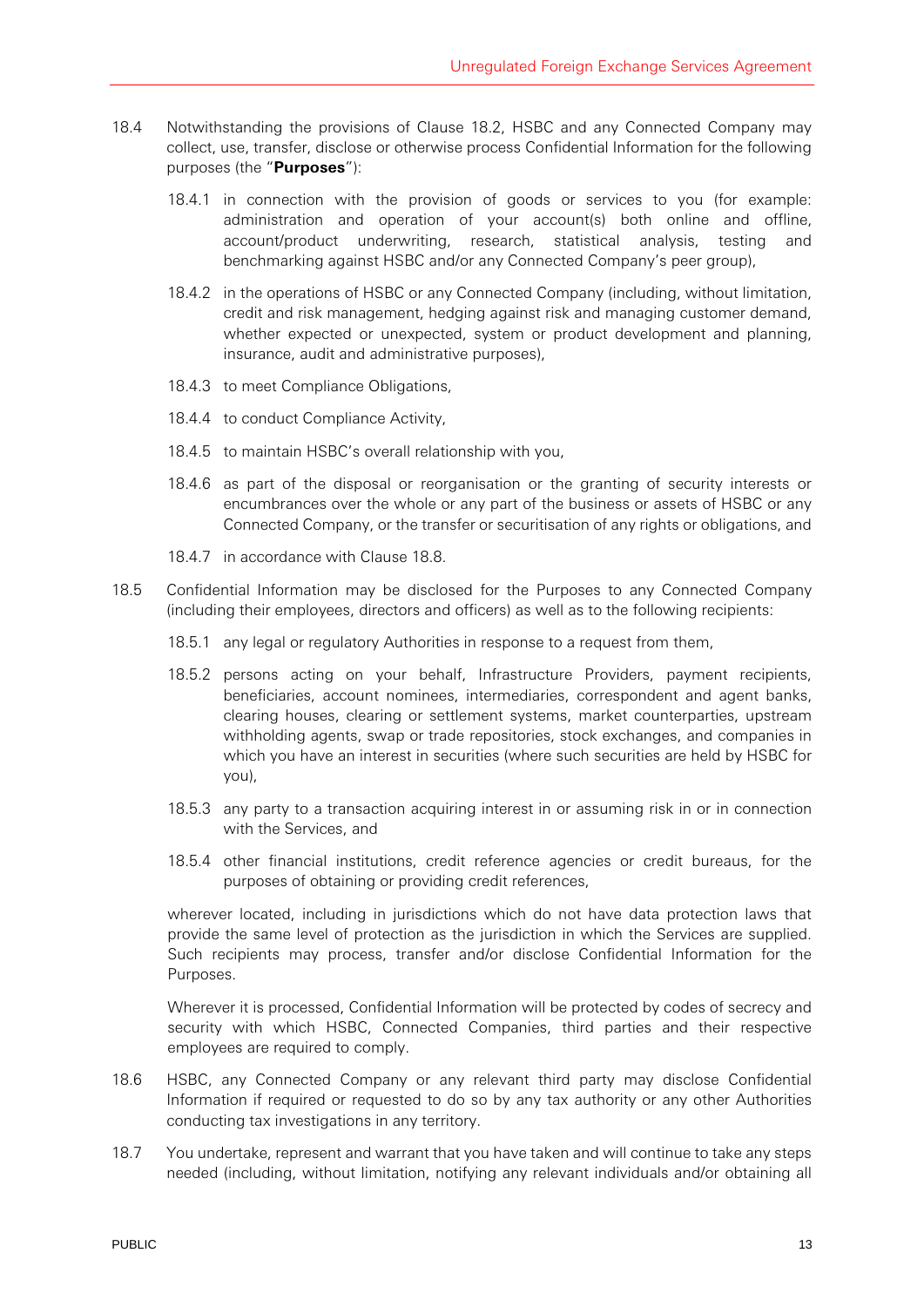18.4 Notwithstanding the provisions of Clause 18.2, HSBC and any Connected Company may collect, use, transfer, disclose or otherwise process Confidential Information for the following purposes (the "**Purposes**"):

18.4.1 in connection with the provision of goods or services to you (for example: administration and operation of your account(s) both online and offline, account/product underwriting, research, statistical analysis, testing and benchmarking against HSBC and/or any Connected Company's peer group),

18.4.2 in the operations of HSBC or any Connected Company (including, without limitation, credit and risk management, hedging against risk and managing customer demand, whether expected or unexpected, system or product development and planning, insurance, audit and administrative purposes),

18.4.3 to meet Compliance Obligations,

18.4.4 to conduct Compliance Activity,

18.4.5 to maintain HSBC's overall relationship with you,

18.4.6 as part of the disposal or reorganisation or the granting of security interests or encumbrances over the whole or any part of the business or assets of HSBC or any Connected Company, or the transfer or securitisation of any rights or obligations, and

18.4.7 in accordance with Clause 18.8.

18.5 Confidential Information may be disclosed for the Purposes to any Connected Company (including their employees, directors and officers) as well as to the following recipients:

18.5.1 any legal or regulatory Authorities in response to a request from them,

18.5.2 persons acting on your behalf, Infrastructure Providers, payment recipients, beneficiaries, account nominees, intermediaries, correspondent and agent banks, clearing houses, clearing or settlement systems, market counterparties, upstream withholding agents, swap or trade repositories, stock exchanges, and companies in which you have an interest in securities (where such securities are held by HSBC for you),

18.5.3 any party to a transaction acquiring interest in or assuming risk in or in connection with the Services, and

18.5.4 other financial institutions, credit reference agencies or credit bureaus, for the purposes of obtaining or providing credit references,

wherever located, including in jurisdictions which do not have data protection laws that provide the same level of protection as the jurisdiction in which the Services are supplied. Such recipients may process, transfer and/or disclose Confidential Information for the Purposes.

Wherever it is processed, Confidential Information will be protected by codes of secrecy and security with which HSBC, Connected Companies, third parties and their respective employees are required to comply.

18.6 HSBC, any Connected Company or any relevant third party may disclose Confidential Information if required or requested to do so by any tax authority or any other Authorities conducting tax investigations in any territory.

18.7 You undertake, represent and warrant that you have taken and will continue to take any steps needed (including, without limitation, notifying any relevant individuals and/or obtaining all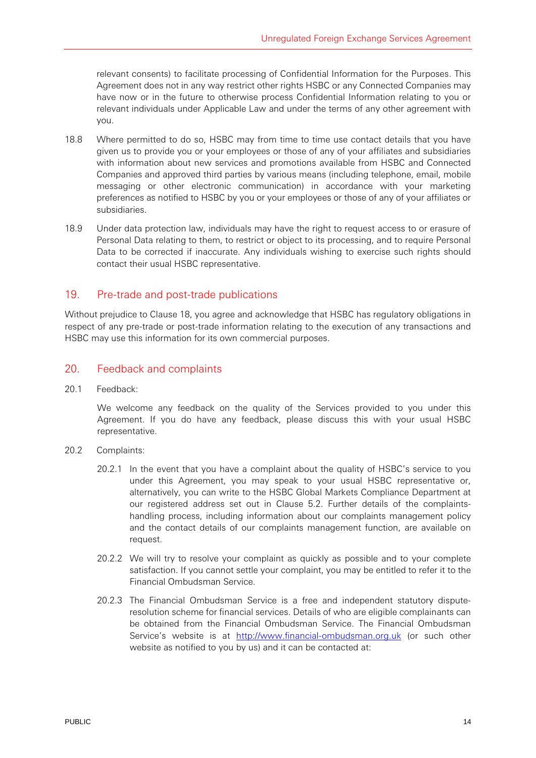relevant consents) to facilitate processing of Confidential Information for the Purposes. This Agreement does not in any way restrict other rights HSBC or any Connected Companies may have now or in the future to otherwise process Confidential Information relating to you or relevant individuals under Applicable Law and under the terms of any other agreement with you.

18.8 Where permitted to do so, HSBC may from time to time use contact details that you have given us to provide you or your employees or those of any of your affiliates and subsidiaries with information about new services and promotions available from HSBC and Connected Companies and approved third parties by various means (including telephone, email, mobile messaging or other electronic communication) in accordance with your marketing preferences as notified to HSBC by you or your employees or those of any of your affiliates or subsidiaries.

18.9 Under data protection law, individuals may have the right to request access to or erasure of Personal Data relating to them, to restrict or object to its processing, and to require Personal Data to be corrected if inaccurate. Any individuals wishing to exercise such rights should contact their usual HSBC representative.

## 19. Pre-trade and post-trade publications

Without prejudice to Clause 18, you agree and acknowledge that HSBC has regulatory obligations in respect of any pre-trade or post-trade information relating to the execution of any transactions and HSBC may use this information for its own commercial purposes.

## 20. Feedback and complaints

20.1 Feedback:

We welcome any feedback on the quality of the Services provided to you under this Agreement. If you do have any feedback, please discuss this with your usual HSBC representative.

20.2 Complaints:

20.2.1 In the event that you have a complaint about the quality of HSBC's service to you under this Agreement, you may speak to your usual HSBC representative or, alternatively, you can write to the HSBC Global Markets Compliance Department at our registered address set out in Clause 5.2. Further details of the complaints-handling process, including information about our complaints management policy and the contact details of our complaints management function, are available on request.

20.2.2 We will try to resolve your complaint as quickly as possible and to your complete satisfaction. If you cannot settle your complaint, you may be entitled to refer it to the Financial Ombudsman Service.

20.2.3 The Financial Ombudsman Service is a free and independent statutory dispute-resolution scheme for financial services. Details of who are eligible complainants can be obtained from the Financial Ombudsman Service. The Financial Ombudsman Service's website is at [http://www.financial-ombudsman.org.uk](http://www.financial-ombudsman.org.uk) (or such other website as notified to you by us) and it can be contacted at: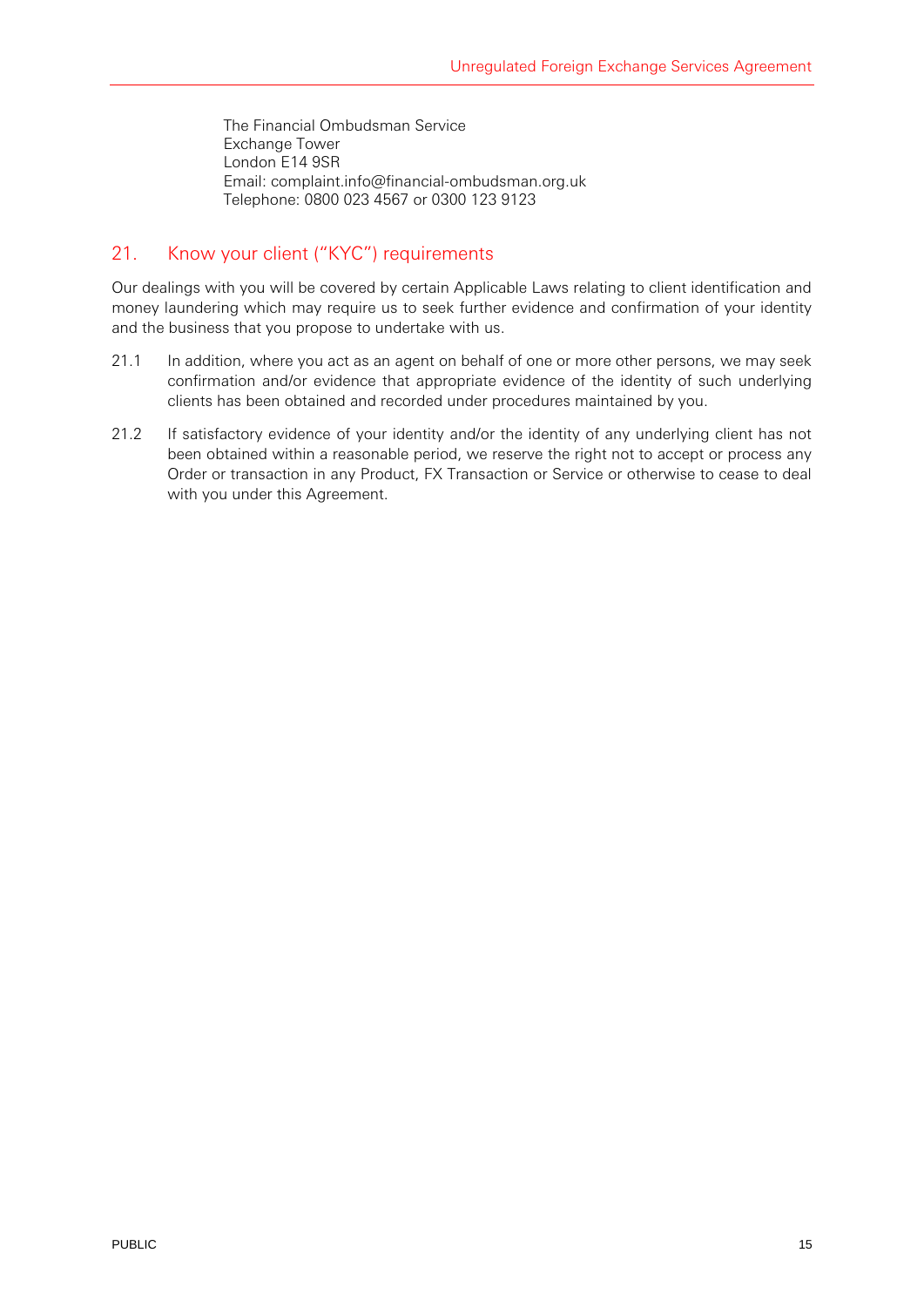The Financial Ombudsman Service
Exchange Tower
London E14 9SR
Email: complaint.info@financial-ombudsman.org.uk
Telephone: 0800 023 4567 or 0300 123 9123

## 21. Know your client ("KYC") requirements

Our dealings with you will be covered by certain Applicable Laws relating to client identification and money laundering which may require us to seek further evidence and confirmation of your identity and the business that you propose to undertake with us.

21.1 In addition, where you act as an agent on behalf of one or more other persons, we may seek confirmation and/or evidence that appropriate evidence of the identity of such underlying clients has been obtained and recorded under procedures maintained by you.

21.2 If satisfactory evidence of your identity and/or the identity of any underlying client has not been obtained within a reasonable period, we reserve the right not to accept or process any Order or transaction in any Product, FX Transaction or Service or otherwise to cease to deal with you under this Agreement.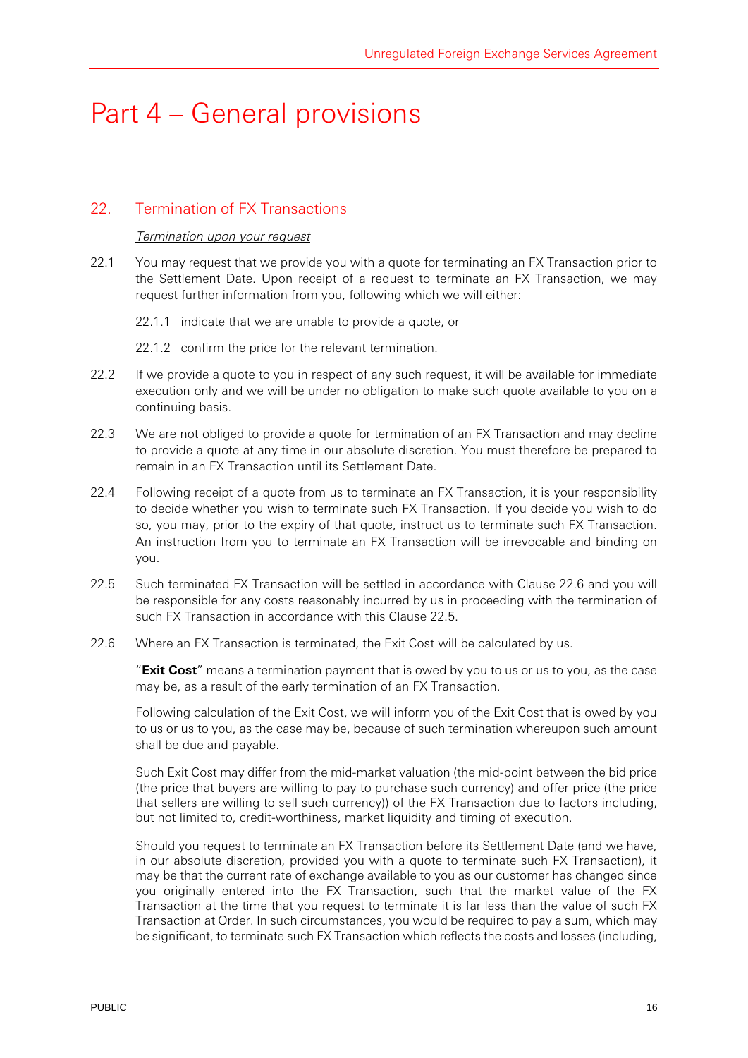# Part 4 – General provisions

## 22. Termination of FX Transactions

*Termination upon your request*

22.1 You may request that we provide you with a quote for terminating an FX Transaction prior to the Settlement Date. Upon receipt of a request to terminate an FX Transaction, we may request further information from you, following which we will either:

22.1.1 indicate that we are unable to provide a quote, or

22.1.2 confirm the price for the relevant termination.

22.2 If we provide a quote to you in respect of any such request, it will be available for immediate execution only and we will be under no obligation to make such quote available to you on a continuing basis.

22.3 We are not obliged to provide a quote for termination of an FX Transaction and may decline to provide a quote at any time in our absolute discretion. You must therefore be prepared to remain in an FX Transaction until its Settlement Date.

22.4 Following receipt of a quote from us to terminate an FX Transaction, it is your responsibility to decide whether you wish to terminate such FX Transaction. If you decide you wish to do so, you may, prior to the expiry of that quote, instruct us to terminate such FX Transaction. An instruction from you to terminate an FX Transaction will be irrevocable and binding on you.

22.5 Such terminated FX Transaction will be settled in accordance with Clause 22.6 and you will be responsible for any costs reasonably incurred by us in proceeding with the termination of such FX Transaction in accordance with this Clause 22.5.

22.6 Where an FX Transaction is terminated, the Exit Cost will be calculated by us.

"**Exit Cost**" means a termination payment that is owed by you to us or us to you, as the case may be, as a result of the early termination of an FX Transaction.

Following calculation of the Exit Cost, we will inform you of the Exit Cost that is owed by you to us or us to you, as the case may be, because of such termination whereupon such amount shall be due and payable.

Such Exit Cost may differ from the mid-market valuation (the mid-point between the bid price (the price that buyers are willing to pay to purchase such currency) and offer price (the price that sellers are willing to sell such currency)) of the FX Transaction due to factors including, but not limited to, credit-worthiness, market liquidity and timing of execution.

Should you request to terminate an FX Transaction before its Settlement Date (and we have, in our absolute discretion, provided you with a quote to terminate such FX Transaction), it may be that the current rate of exchange available to you as our customer has changed since you originally entered into the FX Transaction, such that the market value of the FX Transaction at the time that you request to terminate it is far less than the value of such FX Transaction at Order. In such circumstances, you would be required to pay a sum, which may be significant, to terminate such FX Transaction which reflects the costs and losses (including,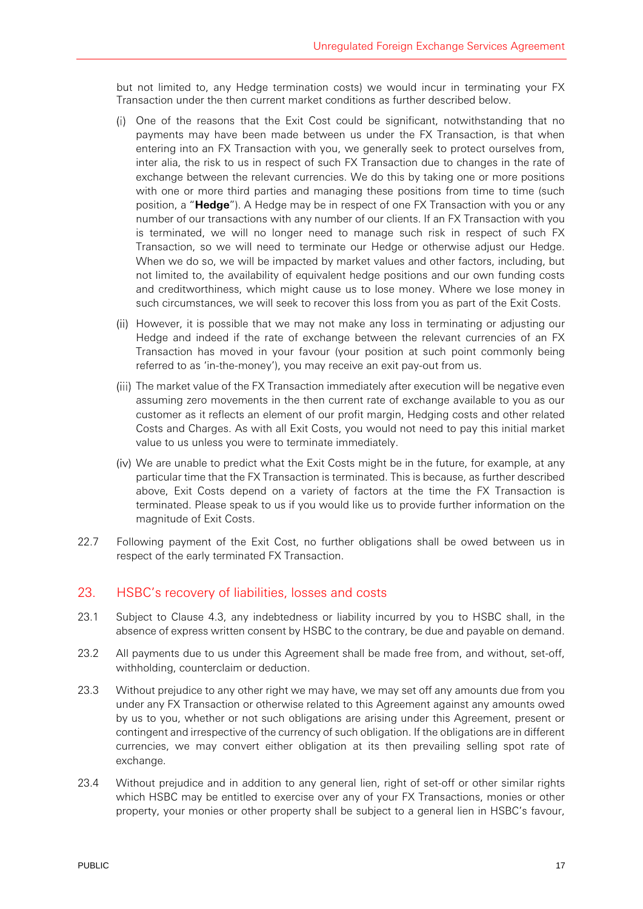but not limited to, any Hedge termination costs) we would incur in terminating your FX Transaction under the then current market conditions as further described below.

(i) One of the reasons that the Exit Cost could be significant, notwithstanding that no payments may have been made between us under the FX Transaction, is that when entering into an FX Transaction with you, we generally seek to protect ourselves from, inter alia, the risk to us in respect of such FX Transaction due to changes in the rate of exchange between the relevant currencies. We do this by taking one or more positions with one or more third parties and managing these positions from time to time (such position, a "**Hedge**"). A Hedge may be in respect of one FX Transaction with you or any number of our transactions with any number of our clients. If an FX Transaction with you is terminated, we will no longer need to manage such risk in respect of such FX Transaction, so we will need to terminate our Hedge or otherwise adjust our Hedge. When we do so, we will be impacted by market values and other factors, including, but not limited to, the availability of equivalent hedge positions and our own funding costs and creditworthiness, which might cause us to lose money. Where we lose money in such circumstances, we will seek to recover this loss from you as part of the Exit Costs.

(ii) However, it is possible that we may not make any loss in terminating or adjusting our Hedge and indeed if the rate of exchange between the relevant currencies of an FX Transaction has moved in your favour (your position at such point commonly being referred to as 'in-the-money'), you may receive an exit pay-out from us.

(iii) The market value of the FX Transaction immediately after execution will be negative even assuming zero movements in the then current rate of exchange available to you as our customer as it reflects an element of our profit margin, Hedging costs and other related Costs and Charges. As with all Exit Costs, you would not need to pay this initial market value to us unless you were to terminate immediately.

(iv) We are unable to predict what the Exit Costs might be in the future, for example, at any particular time that the FX Transaction is terminated. This is because, as further described above, Exit Costs depend on a variety of factors at the time the FX Transaction is terminated. Please speak to us if you would like us to provide further information on the magnitude of Exit Costs.

22.7 Following payment of the Exit Cost, no further obligations shall be owed between us in respect of the early terminated FX Transaction.

## 23. HSBC's recovery of liabilities, losses and costs

23.1 Subject to Clause 4.3, any indebtedness or liability incurred by you to HSBC shall, in the absence of express written consent by HSBC to the contrary, be due and payable on demand.

23.2 All payments due to us under this Agreement shall be made free from, and without, set-off, withholding, counterclaim or deduction.

23.3 Without prejudice to any other right we may have, we may set off any amounts due from you under any FX Transaction or otherwise related to this Agreement against any amounts owed by us to you, whether or not such obligations are arising under this Agreement, present or contingent and irrespective of the currency of such obligation. If the obligations are in different currencies, we may convert either obligation at its then prevailing selling spot rate of exchange.

23.4 Without prejudice and in addition to any general lien, right of set-off or other similar rights which HSBC may be entitled to exercise over any of your FX Transactions, monies or other property, your monies or other property shall be subject to a general lien in HSBC's favour,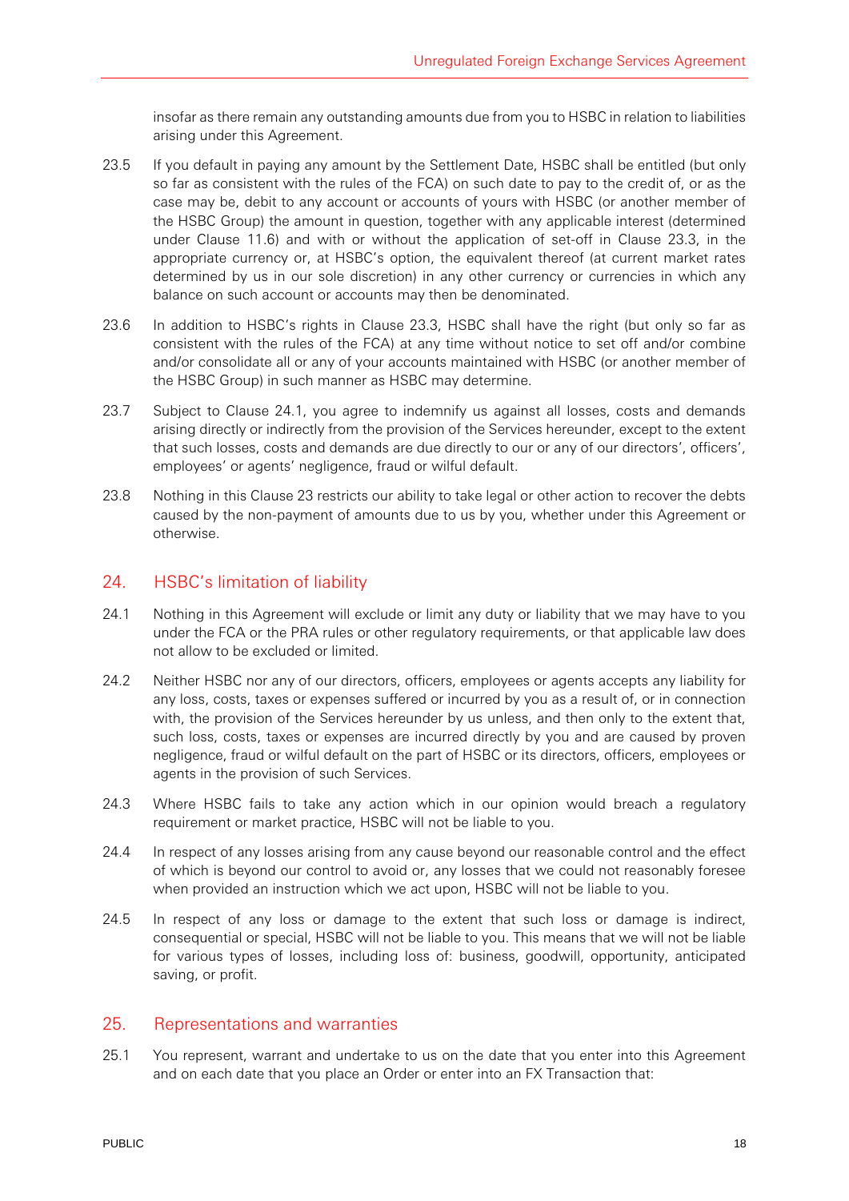insofar as there remain any outstanding amounts due from you to HSBC in relation to liabilities arising under this Agreement.

23.5 If you default in paying any amount by the Settlement Date, HSBC shall be entitled (but only so far as consistent with the rules of the FCA) on such date to pay to the credit of, or as the case may be, debit to any account or accounts of yours with HSBC (or another member of the HSBC Group) the amount in question, together with any applicable interest (determined under Clause 11.6) and with or without the application of set-off in Clause 23.3, in the appropriate currency or, at HSBC's option, the equivalent thereof (at current market rates determined by us in our sole discretion) in any other currency or currencies in which any balance on such account or accounts may then be denominated.

23.6 In addition to HSBC's rights in Clause 23.3, HSBC shall have the right (but only so far as consistent with the rules of the FCA) at any time without notice to set off and/or combine and/or consolidate all or any of your accounts maintained with HSBC (or another member of the HSBC Group) in such manner as HSBC may determine.

23.7 Subject to Clause 24.1, you agree to indemnify us against all losses, costs and demands arising directly or indirectly from the provision of the Services hereunder, except to the extent that such losses, costs and demands are due directly to our or any of our directors', officers', employees' or agents' negligence, fraud or wilful default.

23.8 Nothing in this Clause 23 restricts our ability to take legal or other action to recover the debts caused by the non-payment of amounts due to us by you, whether under this Agreement or otherwise.

## 24. HSBC's limitation of liability

24.1 Nothing in this Agreement will exclude or limit any duty or liability that we may have to you under the FCA or the PRA rules or other regulatory requirements, or that applicable law does not allow to be excluded or limited.

24.2 Neither HSBC nor any of our directors, officers, employees or agents accepts any liability for any loss, costs, taxes or expenses suffered or incurred by you as a result of, or in connection with, the provision of the Services hereunder by us unless, and then only to the extent that, such loss, costs, taxes or expenses are incurred directly by you and are caused by proven negligence, fraud or wilful default on the part of HSBC or its directors, officers, employees or agents in the provision of such Services.

24.3 Where HSBC fails to take any action which in our opinion would breach a regulatory requirement or market practice, HSBC will not be liable to you.

24.4 In respect of any losses arising from any cause beyond our reasonable control and the effect of which is beyond our control to avoid or, any losses that we could not reasonably foresee when provided an instruction which we act upon, HSBC will not be liable to you.

24.5 In respect of any loss or damage to the extent that such loss or damage is indirect, consequential or special, HSBC will not be liable to you. This means that we will not be liable for various types of losses, including loss of: business, goodwill, opportunity, anticipated saving, or profit.

## 25. Representations and warranties

25.1 You represent, warrant and undertake to us on the date that you enter into this Agreement and on each date that you place an Order or enter into an FX Transaction that: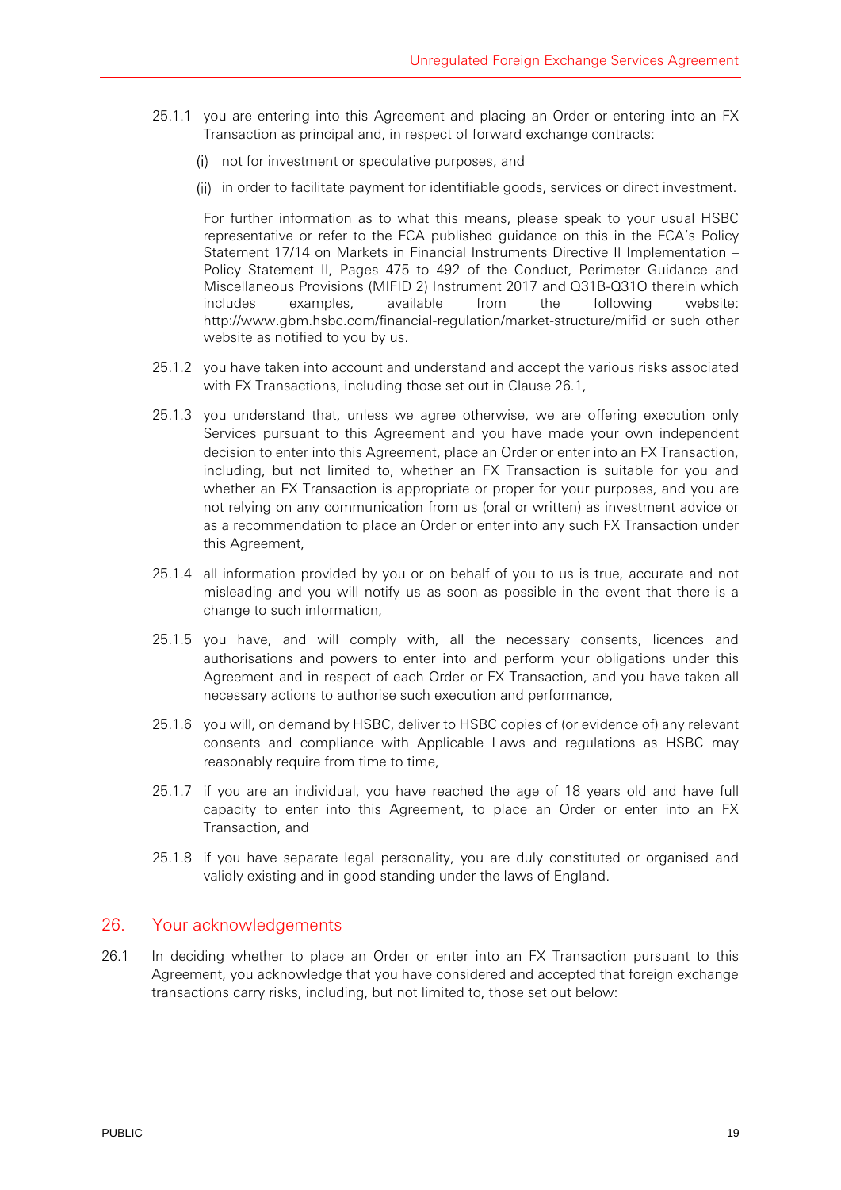25.1.1 you are entering into this Agreement and placing an Order or entering into an FX Transaction as principal and, in respect of forward exchange contracts:

(i) not for investment or speculative purposes, and

(ii) in order to facilitate payment for identifiable goods, services or direct investment.

For further information as to what this means, please speak to your usual HSBC representative or refer to the FCA published guidance on this in the FCA's Policy Statement 17/14 on Markets in Financial Instruments Directive II Implementation – Policy Statement II, Pages 475 to 492 of the Conduct, Perimeter Guidance and Miscellaneous Provisions (MIFID 2) Instrument 2017 and Q31B-Q31O therein which includes examples, available from the following website: http://www.gbm.hsbc.com/financial-regulation/market-structure/mifid or such other website as notified to you by us.

25.1.2 you have taken into account and understand and accept the various risks associated with FX Transactions, including those set out in Clause 26.1,

25.1.3 you understand that, unless we agree otherwise, we are offering execution only Services pursuant to this Agreement and you have made your own independent decision to enter into this Agreement, place an Order or enter into an FX Transaction, including, but not limited to, whether an FX Transaction is suitable for you and whether an FX Transaction is appropriate or proper for your purposes, and you are not relying on any communication from us (oral or written) as investment advice or as a recommendation to place an Order or enter into any such FX Transaction under this Agreement,

25.1.4 all information provided by you or on behalf of you to us is true, accurate and not misleading and you will notify us as soon as possible in the event that there is a change to such information,

25.1.5 you have, and will comply with, all the necessary consents, licences and authorisations and powers to enter into and perform your obligations under this Agreement and in respect of each Order or FX Transaction, and you have taken all necessary actions to authorise such execution and performance,

25.1.6 you will, on demand by HSBC, deliver to HSBC copies of (or evidence of) any relevant consents and compliance with Applicable Laws and regulations as HSBC may reasonably require from time to time,

25.1.7 if you are an individual, you have reached the age of 18 years old and have full capacity to enter into this Agreement, to place an Order or enter into an FX Transaction, and

25.1.8 if you have separate legal personality, you are duly constituted or organised and validly existing and in good standing under the laws of England.

## 26. Your acknowledgements

26.1 In deciding whether to place an Order or enter into an FX Transaction pursuant to this Agreement, you acknowledge that you have considered and accepted that foreign exchange transactions carry risks, including, but not limited to, those set out below: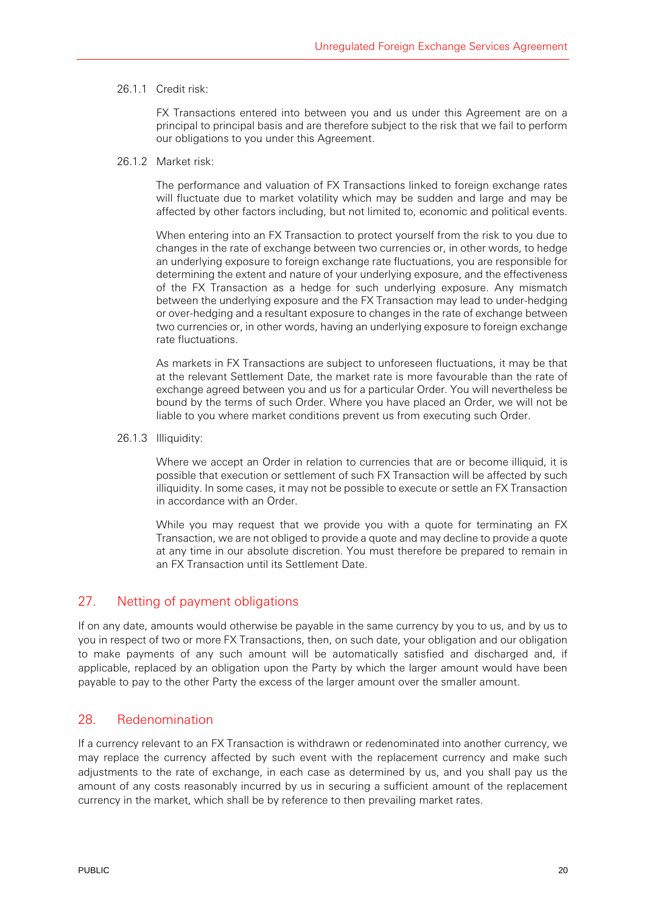26.1.1 Credit risk:

FX Transactions entered into between you and us under this Agreement are on a principal to principal basis and are therefore subject to the risk that we fail to perform our obligations to you under this Agreement.

26.1.2 Market risk:

The performance and valuation of FX Transactions linked to foreign exchange rates will fluctuate due to market volatility which may be sudden and large and may be affected by other factors including, but not limited to, economic and political events.

When entering into an FX Transaction to protect yourself from the risk to you due to changes in the rate of exchange between two currencies or, in other words, to hedge an underlying exposure to foreign exchange rate fluctuations, you are responsible for determining the extent and nature of your underlying exposure, and the effectiveness of the FX Transaction as a hedge for such underlying exposure. Any mismatch between the underlying exposure and the FX Transaction may lead to under-hedging or over-hedging and a resultant exposure to changes in the rate of exchange between two currencies or, in other words, having an underlying exposure to foreign exchange rate fluctuations.

As markets in FX Transactions are subject to unforeseen fluctuations, it may be that at the relevant Settlement Date, the market rate is more favourable than the rate of exchange agreed between you and us for a particular Order. You will nevertheless be bound by the terms of such Order. Where you have placed an Order, we will not be liable to you where market conditions prevent us from executing such Order.

26.1.3 Illiquidity:

Where we accept an Order in relation to currencies that are or become illiquid, it is possible that execution or settlement of such FX Transaction will be affected by such illiquidity. In some cases, it may not be possible to execute or settle an FX Transaction in accordance with an Order.

While you may request that we provide you with a quote for terminating an FX Transaction, we are not obliged to provide a quote and may decline to provide a quote at any time in our absolute discretion. You must therefore be prepared to remain in an FX Transaction until its Settlement Date.

## 27. Netting of payment obligations

If on any date, amounts would otherwise be payable in the same currency by you to us, and by us to you in respect of two or more FX Transactions, then, on such date, your obligation and our obligation to make payments of any such amount will be automatically satisfied and discharged and, if applicable, replaced by an obligation upon the Party by which the larger amount would have been payable to pay to the other Party the excess of the larger amount over the smaller amount.

## 28. Redenomination

If a currency relevant to an FX Transaction is withdrawn or redenominated into another currency, we may replace the currency affected by such event with the replacement currency and make such adjustments to the rate of exchange, in each case as determined by us, and you shall pay us the amount of any costs reasonably incurred by us in securing a sufficient amount of the replacement currency in the market, which shall be by reference to then prevailing market rates.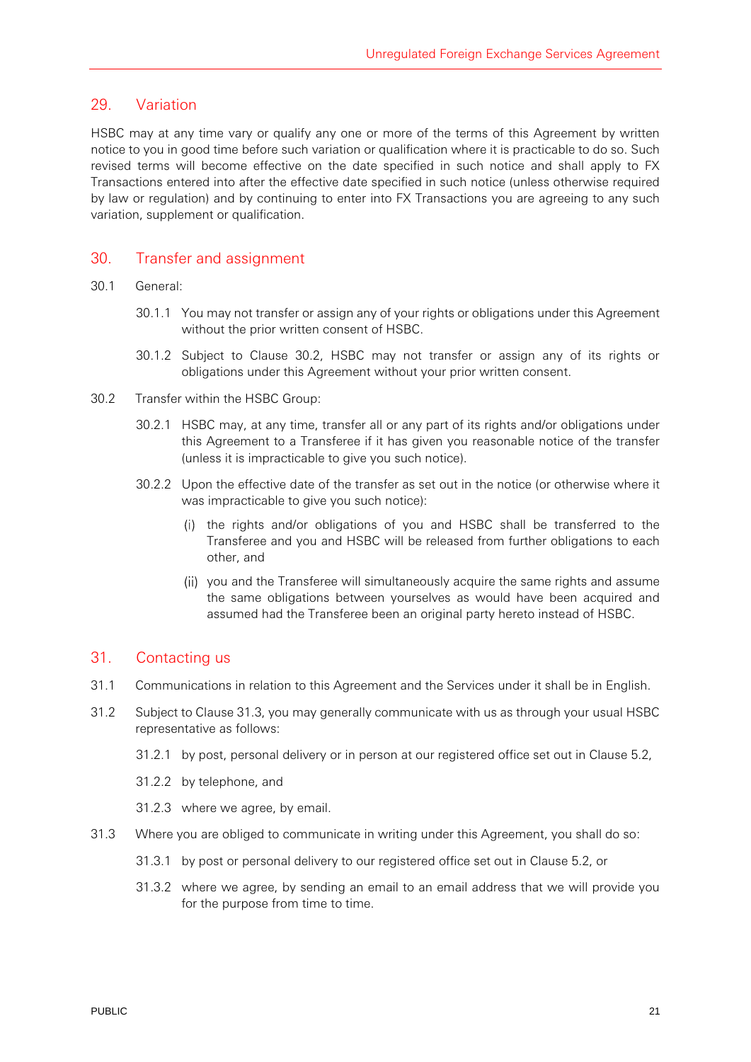## 29. Variation

HSBC may at any time vary or qualify any one or more of the terms of this Agreement by written notice to you in good time before such variation or qualification where it is practicable to do so. Such revised terms will become effective on the date specified in such notice and shall apply to FX Transactions entered into after the effective date specified in such notice (unless otherwise required by law or regulation) and by continuing to enter into FX Transactions you are agreeing to any such variation, supplement or qualification.

## 30. Transfer and assignment

30.1 General:

30.1.1 You may not transfer or assign any of your rights or obligations under this Agreement without the prior written consent of HSBC.

30.1.2 Subject to Clause 30.2, HSBC may not transfer or assign any of its rights or obligations under this Agreement without your prior written consent.

30.2 Transfer within the HSBC Group:

30.2.1 HSBC may, at any time, transfer all or any part of its rights and/or obligations under this Agreement to a Transferee if it has given you reasonable notice of the transfer (unless it is impracticable to give you such notice).

30.2.2 Upon the effective date of the transfer as set out in the notice (or otherwise where it was impracticable to give you such notice):

(i) the rights and/or obligations of you and HSBC shall be transferred to the Transferee and you and HSBC will be released from further obligations to each other, and

(ii) you and the Transferee will simultaneously acquire the same rights and assume the same obligations between yourselves as would have been acquired and assumed had the Transferee been an original party hereto instead of HSBC.

## 31. Contacting us

31.1 Communications in relation to this Agreement and the Services under it shall be in English.

31.2 Subject to Clause 31.3, you may generally communicate with us as through your usual HSBC representative as follows:

31.2.1 by post, personal delivery or in person at our registered office set out in Clause 5.2,

31.2.2 by telephone, and

31.2.3 where we agree, by email.

31.3 Where you are obliged to communicate in writing under this Agreement, you shall do so:

31.3.1 by post or personal delivery to our registered office set out in Clause 5.2, or

31.3.2 where we agree, by sending an email to an email address that we will provide you for the purpose from time to time.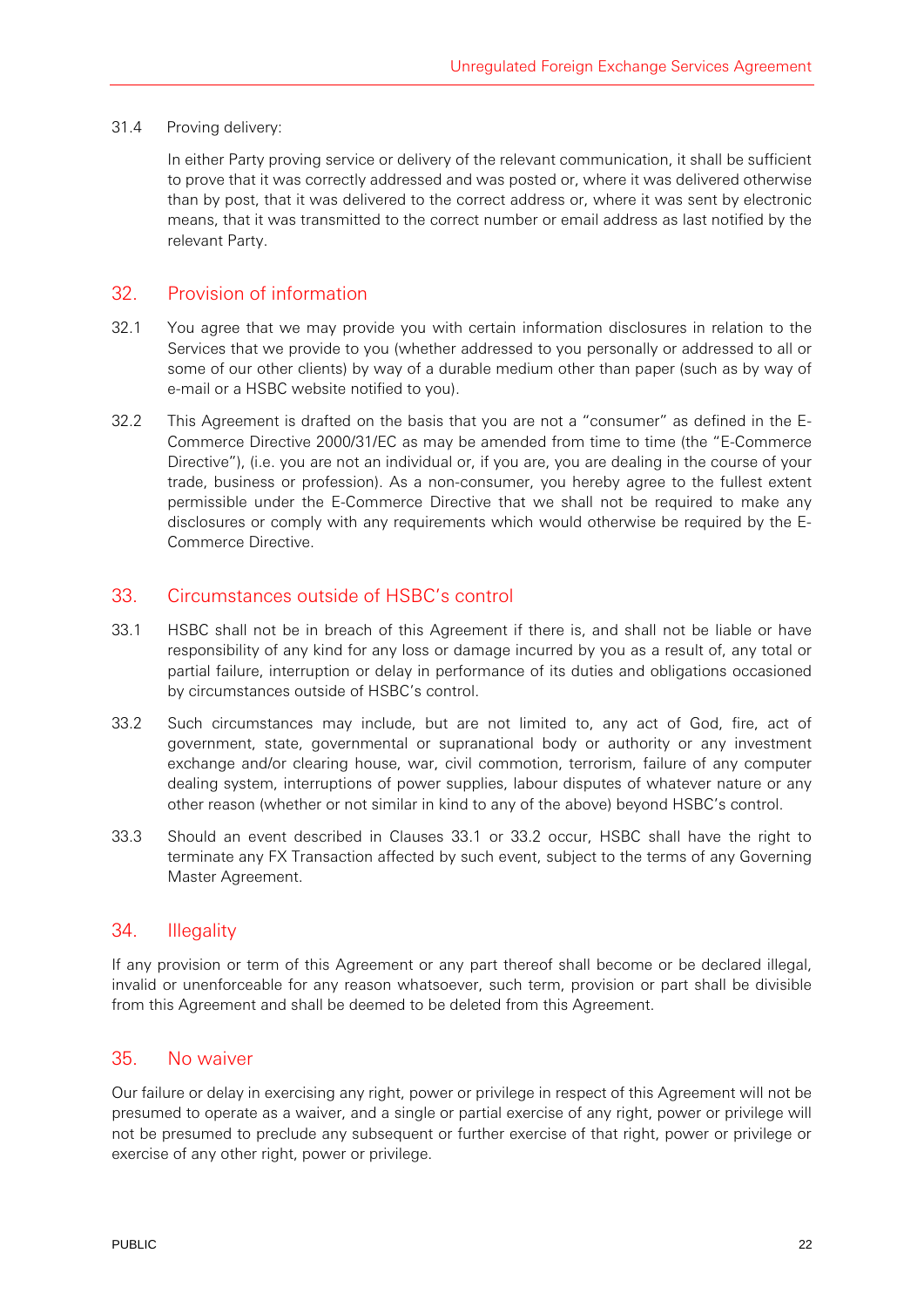31.4 Proving delivery:

In either Party proving service or delivery of the relevant communication, it shall be sufficient to prove that it was correctly addressed and was posted or, where it was delivered otherwise than by post, that it was delivered to the correct address or, where it was sent by electronic means, that it was transmitted to the correct number or email address as last notified by the relevant Party.

## 32. Provision of information

32.1 You agree that we may provide you with certain information disclosures in relation to the Services that we provide to you (whether addressed to you personally or addressed to all or some of our other clients) by way of a durable medium other than paper (such as by way of e-mail or a HSBC website notified to you).

32.2 This Agreement is drafted on the basis that you are not a "consumer" as defined in the E-Commerce Directive 2000/31/EC as may be amended from time to time (the "E-Commerce Directive"), (i.e. you are not an individual or, if you are, you are dealing in the course of your trade, business or profession). As a non-consumer, you hereby agree to the fullest extent permissible under the E-Commerce Directive that we shall not be required to make any disclosures or comply with any requirements which would otherwise be required by the E-Commerce Directive.

## 33. Circumstances outside of HSBC's control

33.1 HSBC shall not be in breach of this Agreement if there is, and shall not be liable or have responsibility of any kind for any loss or damage incurred by you as a result of, any total or partial failure, interruption or delay in performance of its duties and obligations occasioned by circumstances outside of HSBC's control.

33.2 Such circumstances may include, but are not limited to, any act of God, fire, act of government, state, governmental or supranational body or authority or any investment exchange and/or clearing house, war, civil commotion, terrorism, failure of any computer dealing system, interruptions of power supplies, labour disputes of whatever nature or any other reason (whether or not similar in kind to any of the above) beyond HSBC's control.

33.3 Should an event described in Clauses 33.1 or 33.2 occur, HSBC shall have the right to terminate any FX Transaction affected by such event, subject to the terms of any Governing Master Agreement.

## 34. Illegality

If any provision or term of this Agreement or any part thereof shall become or be declared illegal, invalid or unenforceable for any reason whatsoever, such term, provision or part shall be divisible from this Agreement and shall be deemed to be deleted from this Agreement.

## 35. No waiver

Our failure or delay in exercising any right, power or privilege in respect of this Agreement will not be presumed to operate as a waiver, and a single or partial exercise of any right, power or privilege will not be presumed to preclude any subsequent or further exercise of that right, power or privilege or exercise of any other right, power or privilege.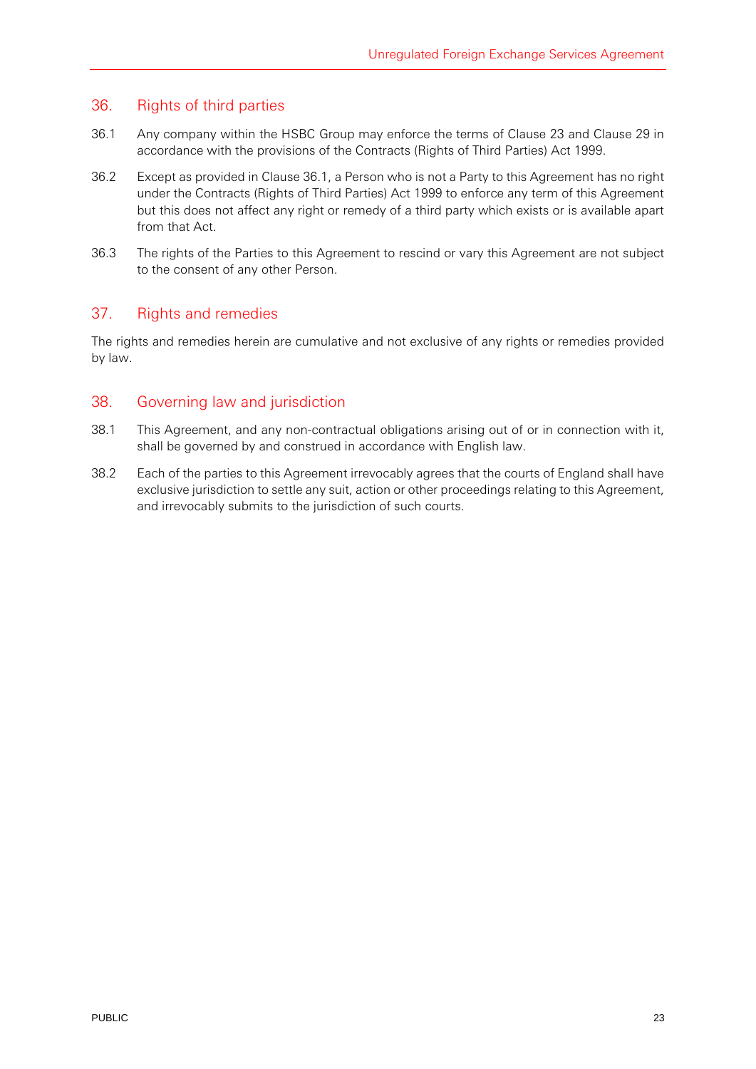## 36. Rights of third parties

36.1 Any company within the HSBC Group may enforce the terms of Clause 23 and Clause 29 in accordance with the provisions of the Contracts (Rights of Third Parties) Act 1999.

36.2 Except as provided in Clause 36.1, a Person who is not a Party to this Agreement has no right under the Contracts (Rights of Third Parties) Act 1999 to enforce any term of this Agreement but this does not affect any right or remedy of a third party which exists or is available apart from that Act.

36.3 The rights of the Parties to this Agreement to rescind or vary this Agreement are not subject to the consent of any other Person.

## 37. Rights and remedies

The rights and remedies herein are cumulative and not exclusive of any rights or remedies provided by law.

## 38. Governing law and jurisdiction

38.1 This Agreement, and any non-contractual obligations arising out of or in connection with it, shall be governed by and construed in accordance with English law.

38.2 Each of the parties to this Agreement irrevocably agrees that the courts of England shall have exclusive jurisdiction to settle any suit, action or other proceedings relating to this Agreement, and irrevocably submits to the jurisdiction of such courts.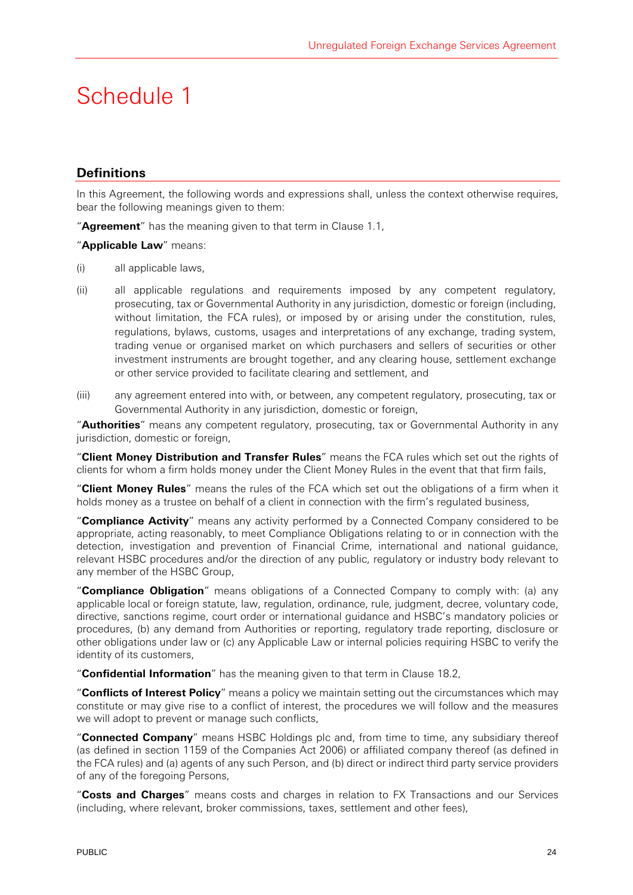# Schedule 1

## Definitions

In this Agreement, the following words and expressions shall, unless the context otherwise requires, bear the following meanings given to them:

"**Agreement**" has the meaning given to that term in Clause 1.1,

"**Applicable Law**" means:

(i) all applicable laws,

(ii) all applicable regulations and requirements imposed by any competent regulatory, prosecuting, tax or Governmental Authority in any jurisdiction, domestic or foreign (including, without limitation, the FCA rules), or imposed by or arising under the constitution, rules, regulations, bylaws, customs, usages and interpretations of any exchange, trading system, trading venue or organised market on which purchasers and sellers of securities or other investment instruments are brought together, and any clearing house, settlement exchange or other service provided to facilitate clearing and settlement, and

(iii) any agreement entered into with, or between, any competent regulatory, prosecuting, tax or Governmental Authority in any jurisdiction, domestic or foreign,

"**Authorities**" means any competent regulatory, prosecuting, tax or Governmental Authority in any jurisdiction, domestic or foreign,

"**Client Money Distribution and Transfer Rules**" means the FCA rules which set out the rights of clients for whom a firm holds money under the Client Money Rules in the event that that firm fails,

"**Client Money Rules**" means the rules of the FCA which set out the obligations of a firm when it holds money as a trustee on behalf of a client in connection with the firm's regulated business,

"**Compliance Activity**" means any activity performed by a Connected Company considered to be appropriate, acting reasonably, to meet Compliance Obligations relating to or in connection with the detection, investigation and prevention of Financial Crime, international and national guidance, relevant HSBC procedures and/or the direction of any public, regulatory or industry body relevant to any member of the HSBC Group,

"**Compliance Obligation**" means obligations of a Connected Company to comply with: (a) any applicable local or foreign statute, law, regulation, ordinance, rule, judgment, decree, voluntary code, directive, sanctions regime, court order or international guidance and HSBC's mandatory policies or procedures, (b) any demand from Authorities or reporting, regulatory trade reporting, disclosure or other obligations under law or (c) any Applicable Law or internal policies requiring HSBC to verify the identity of its customers,

"**Confidential Information**" has the meaning given to that term in Clause 18.2,

"**Conflicts of Interest Policy**" means a policy we maintain setting out the circumstances which may constitute or may give rise to a conflict of interest, the procedures we will follow and the measures we will adopt to prevent or manage such conflicts,

"**Connected Company**" means HSBC Holdings plc and, from time to time, any subsidiary thereof (as defined in section 1159 of the Companies Act 2006) or affiliated company thereof (as defined in the FCA rules) and (a) agents of any such Person, and (b) direct or indirect third party service providers of any of the foregoing Persons,

"**Costs and Charges**" means costs and charges in relation to FX Transactions and our Services (including, where relevant, broker commissions, taxes, settlement and other fees),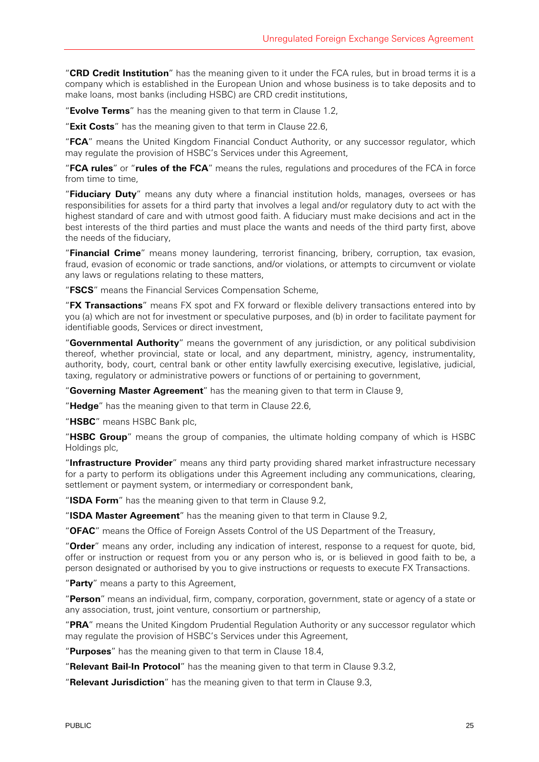"**CRD Credit Institution**" has the meaning given to it under the FCA rules, but in broad terms it is a company which is established in the European Union and whose business is to take deposits and to make loans, most banks (including HSBC) are CRD credit institutions,

"**Evolve Terms**" has the meaning given to that term in Clause 1.2,

"**Exit Costs**" has the meaning given to that term in Clause 22.6,

"**FCA**" means the United Kingdom Financial Conduct Authority, or any successor regulator, which may regulate the provision of HSBC's Services under this Agreement,

"**FCA rules**" or "**rules of the FCA**" means the rules, regulations and procedures of the FCA in force from time to time,

"**Fiduciary Duty**" means any duty where a financial institution holds, manages, oversees or has responsibilities for assets for a third party that involves a legal and/or regulatory duty to act with the highest standard of care and with utmost good faith. A fiduciary must make decisions and act in the best interests of the third parties and must place the wants and needs of the third party first, above the needs of the fiduciary,

"**Financial Crime**" means money laundering, terrorist financing, bribery, corruption, tax evasion, fraud, evasion of economic or trade sanctions, and/or violations, or attempts to circumvent or violate any laws or regulations relating to these matters,

"**FSCS**" means the Financial Services Compensation Scheme,

"**FX Transactions**" means FX spot and FX forward or flexible delivery transactions entered into by you (a) which are not for investment or speculative purposes, and (b) in order to facilitate payment for identifiable goods, Services or direct investment,

"**Governmental Authority**" means the government of any jurisdiction, or any political subdivision thereof, whether provincial, state or local, and any department, ministry, agency, instrumentality, authority, body, court, central bank or other entity lawfully exercising executive, legislative, judicial, taxing, regulatory or administrative powers or functions of or pertaining to government,

"**Governing Master Agreement**" has the meaning given to that term in Clause 9,

"**Hedge**" has the meaning given to that term in Clause 22.6,

"**HSBC**" means HSBC Bank plc,

"**HSBC Group**" means the group of companies, the ultimate holding company of which is HSBC Holdings plc,

"**Infrastructure Provider**" means any third party providing shared market infrastructure necessary for a party to perform its obligations under this Agreement including any communications, clearing, settlement or payment system, or intermediary or correspondent bank,

"**ISDA Form**" has the meaning given to that term in Clause 9.2,

"**ISDA Master Agreement**" has the meaning given to that term in Clause 9.2,

"**OFAC**" means the Office of Foreign Assets Control of the US Department of the Treasury,

"**Order**" means any order, including any indication of interest, response to a request for quote, bid, offer or instruction or request from you or any person who is, or is believed in good faith to be, a person designated or authorised by you to give instructions or requests to execute FX Transactions.

"**Party**" means a party to this Agreement,

"**Person**" means an individual, firm, company, corporation, government, state or agency of a state or any association, trust, joint venture, consortium or partnership,

"**PRA**" means the United Kingdom Prudential Regulation Authority or any successor regulator which may regulate the provision of HSBC's Services under this Agreement,

"**Purposes**" has the meaning given to that term in Clause 18.4,

"**Relevant Bail-In Protocol**" has the meaning given to that term in Clause 9.3.2,

"**Relevant Jurisdiction**" has the meaning given to that term in Clause 9.3,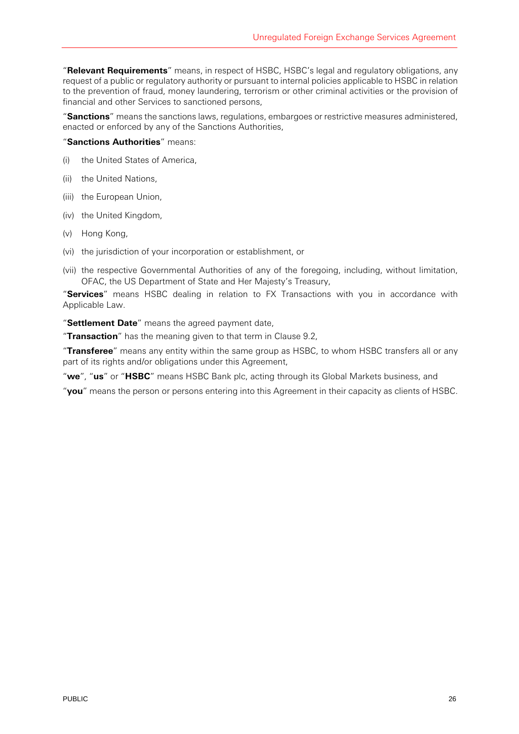"**Relevant Requirements**" means, in respect of HSBC, HSBC's legal and regulatory obligations, any request of a public or regulatory authority or pursuant to internal policies applicable to HSBC in relation to the prevention of fraud, money laundering, terrorism or other criminal activities or the provision of financial and other Services to sanctioned persons,

"**Sanctions**" means the sanctions laws, regulations, embargoes or restrictive measures administered, enacted or enforced by any of the Sanctions Authorities,

"**Sanctions Authorities**" means:

(i) the United States of America,

(ii) the United Nations,

(iii) the European Union,

(iv) the United Kingdom,

(v) Hong Kong,

(vi) the jurisdiction of your incorporation or establishment, or

(vii) the respective Governmental Authorities of any of the foregoing, including, without limitation, OFAC, the US Department of State and Her Majesty's Treasury,

"**Services**" means HSBC dealing in relation to FX Transactions with you in accordance with Applicable Law.

"**Settlement Date**" means the agreed payment date,

"**Transaction**" has the meaning given to that term in Clause 9.2,

"**Transferee**" means any entity within the same group as HSBC, to whom HSBC transfers all or any part of its rights and/or obligations under this Agreement,

"**we**", "**us**" or "**HSBC**" means HSBC Bank plc, acting through its Global Markets business, and

"**you**" means the person or persons entering into this Agreement in their capacity as clients of HSBC.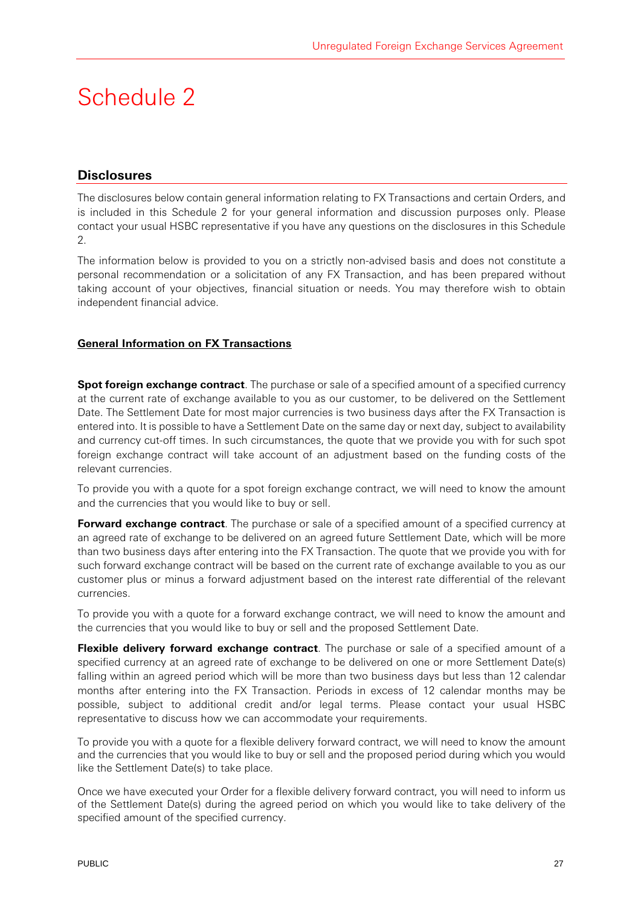# Schedule 2

## Disclosures

The disclosures below contain general information relating to FX Transactions and certain Orders, and is included in this Schedule 2 for your general information and discussion purposes only. Please contact your usual HSBC representative if you have any questions on the disclosures in this Schedule 2.

The information below is provided to you on a strictly non-advised basis and does not constitute a personal recommendation or a solicitation of any FX Transaction, and has been prepared without taking account of your objectives, financial situation or needs. You may therefore wish to obtain independent financial advice.

### General Information on FX Transactions

**Spot foreign exchange contract**. The purchase or sale of a specified amount of a specified currency at the current rate of exchange available to you as our customer, to be delivered on the Settlement Date. The Settlement Date for most major currencies is two business days after the FX Transaction is entered into. It is possible to have a Settlement Date on the same day or next day, subject to availability and currency cut-off times. In such circumstances, the quote that we provide you with for such spot foreign exchange contract will take account of an adjustment based on the funding costs of the relevant currencies.

To provide you with a quote for a spot foreign exchange contract, we will need to know the amount and the currencies that you would like to buy or sell.

**Forward exchange contract**. The purchase or sale of a specified amount of a specified currency at an agreed rate of exchange to be delivered on an agreed future Settlement Date, which will be more than two business days after entering into the FX Transaction. The quote that we provide you with for such forward exchange contract will be based on the current rate of exchange available to you as our customer plus or minus a forward adjustment based on the interest rate differential of the relevant currencies.

To provide you with a quote for a forward exchange contract, we will need to know the amount and the currencies that you would like to buy or sell and the proposed Settlement Date.

**Flexible delivery forward exchange contract**. The purchase or sale of a specified amount of a specified currency at an agreed rate of exchange to be delivered on one or more Settlement Date(s) falling within an agreed period which will be more than two business days but less than 12 calendar months after entering into the FX Transaction. Periods in excess of 12 calendar months may be possible, subject to additional credit and/or legal terms. Please contact your usual HSBC representative to discuss how we can accommodate your requirements.

To provide you with a quote for a flexible delivery forward contract, we will need to know the amount and the currencies that you would like to buy or sell and the proposed period during which you would like the Settlement Date(s) to take place.

Once we have executed your Order for a flexible delivery forward contract, you will need to inform us of the Settlement Date(s) during the agreed period on which you would like to take delivery of the specified amount of the specified currency.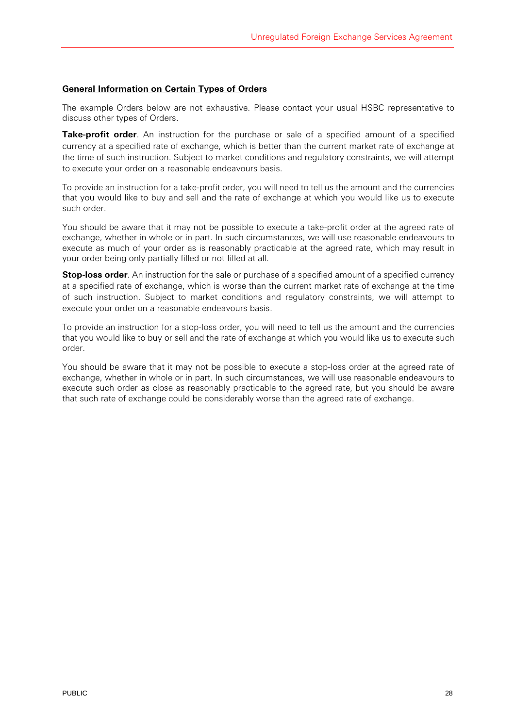**General Information on Certain Types of Orders**

The example Orders below are not exhaustive. Please contact your usual HSBC representative to discuss other types of Orders.

**Take-profit order**. An instruction for the purchase or sale of a specified amount of a specified currency at a specified rate of exchange, which is better than the current market rate of exchange at the time of such instruction. Subject to market conditions and regulatory constraints, we will attempt to execute your order on a reasonable endeavours basis.

To provide an instruction for a take-profit order, you will need to tell us the amount and the currencies that you would like to buy and sell and the rate of exchange at which you would like us to execute such order.

You should be aware that it may not be possible to execute a take-profit order at the agreed rate of exchange, whether in whole or in part. In such circumstances, we will use reasonable endeavours to execute as much of your order as is reasonably practicable at the agreed rate, which may result in your order being only partially filled or not filled at all.

**Stop-loss order**. An instruction for the sale or purchase of a specified amount of a specified currency at a specified rate of exchange, which is worse than the current market rate of exchange at the time of such instruction. Subject to market conditions and regulatory constraints, we will attempt to execute your order on a reasonable endeavours basis.

To provide an instruction for a stop-loss order, you will need to tell us the amount and the currencies that you would like to buy or sell and the rate of exchange at which you would like us to execute such order.

You should be aware that it may not be possible to execute a stop-loss order at the agreed rate of exchange, whether in whole or in part. In such circumstances, we will use reasonable endeavours to execute such order as close as reasonably practicable to the agreed rate, but you should be aware that such rate of exchange could be considerably worse than the agreed rate of exchange.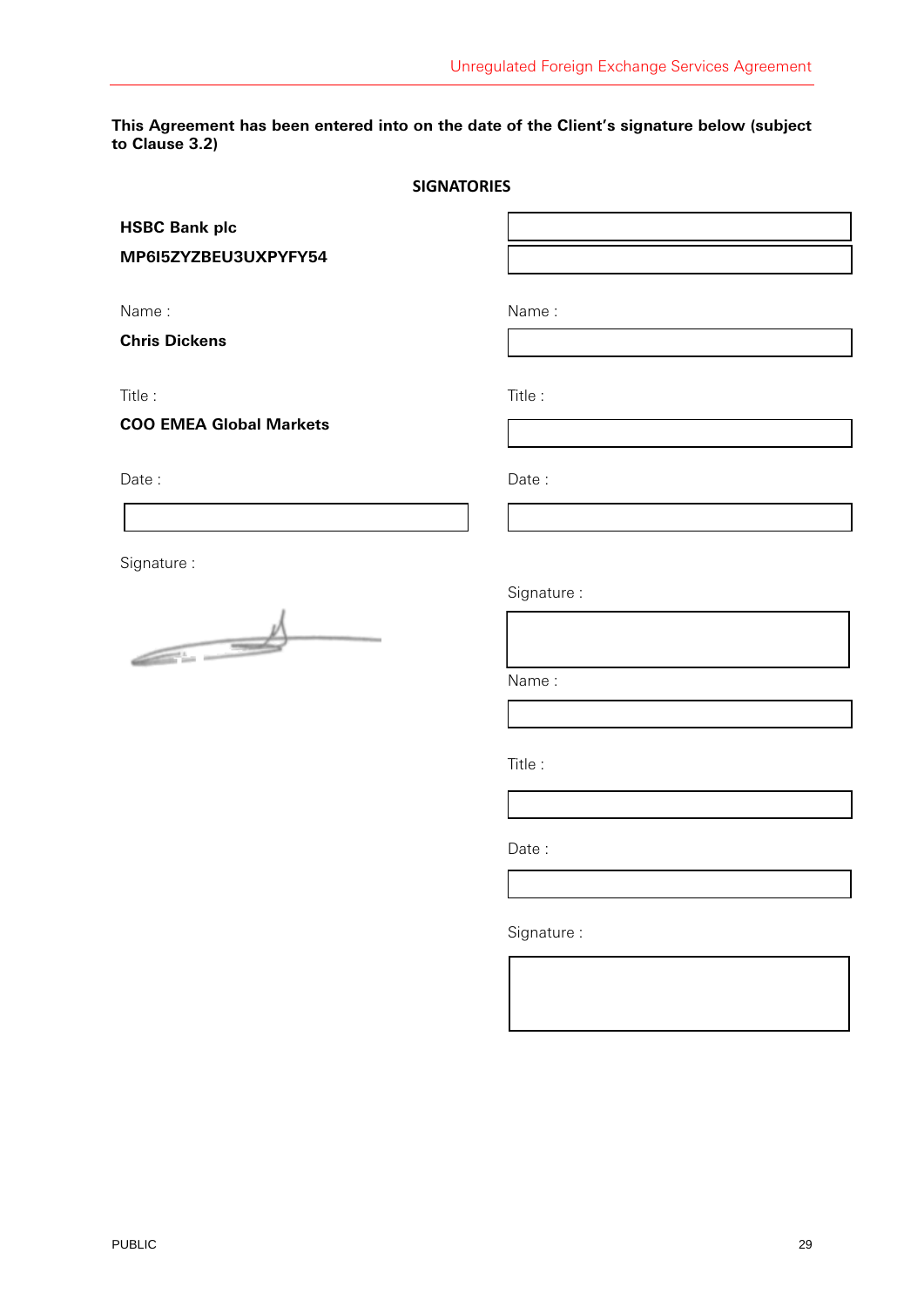This Agreement has been entered into on the date of the Client's signature below (subject to Clause 3.2)

## SIGNATORIES

**HSBC Bank plc**

**MP6I5ZYZBEU3UXPYFY54**

Name :

**Chris Dickens**

Title :

**COO EMEA Global Markets**

Date :

Signature :

Name :

Title :

Date :

Signature :

Name :

Title :

Date :

Signature :